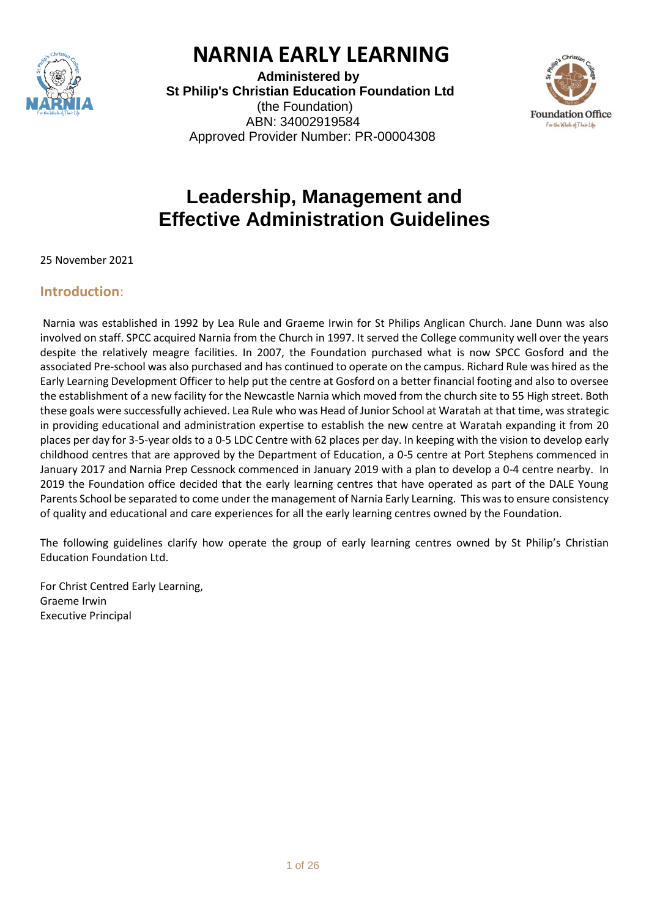# NARNIA EARLY LEARNING

**Administered by**
**St Philip's Christian Education Foundation Ltd**
(the Foundation)
ABN: 34002919584
Approved Provider Number: PR-00004308

# Leadership, Management and Effective Administration Guidelines

25 November 2021

## Introduction:

Narnia was established in 1992 by Lea Rule and Graeme Irwin for St Philips Anglican Church. Jane Dunn was also involved on staff. SPCC acquired Narnia from the Church in 1997. It served the College community well over the years despite the relatively meagre facilities. In 2007, the Foundation purchased what is now SPCC Gosford and the associated Pre-school was also purchased and has continued to operate on the campus. Richard Rule was hired as the Early Learning Development Officer to help put the centre at Gosford on a better financial footing and also to oversee the establishment of a new facility for the Newcastle Narnia which moved from the church site to 55 High street. Both these goals were successfully achieved. Lea Rule who was Head of Junior School at Waratah at that time, was strategic in providing educational and administration expertise to establish the new centre at Waratah expanding it from 20 places per day for 3-5-year olds to a 0-5 LDC Centre with 62 places per day. In keeping with the vision to develop early childhood centres that are approved by the Department of Education, a 0-5 centre at Port Stephens commenced in January 2017 and Narnia Prep Cessnock commenced in January 2019 with a plan to develop a 0-4 centre nearby. In 2019 the Foundation office decided that the early learning centres that have operated as part of the DALE Young Parents School be separated to come under the management of Narnia Early Learning. This was to ensure consistency of quality and educational and care experiences for all the early learning centres owned by the Foundation.

The following guidelines clarify how operate the group of early learning centres owned by St Philip's Christian Education Foundation Ltd.

For Christ Centred Early Learning,
Graeme Irwin
Executive Principal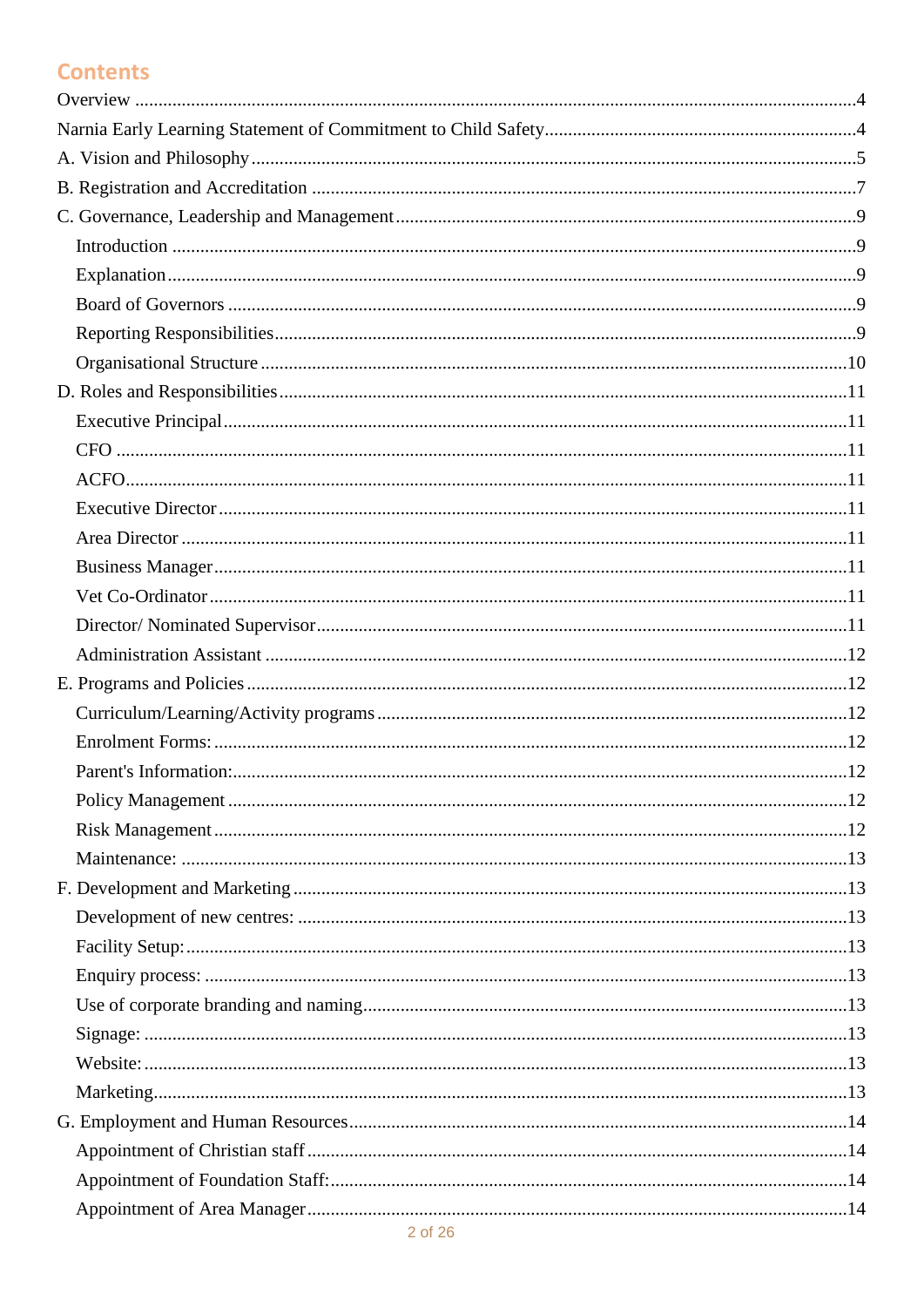## Contents

Overview ....................................................................................................................4

Narnia Early Learning Statement of Commitment to Child Safety.................................4

A. Vision and Philosophy ..............................................................................................5

B. Registration and Accreditation .................................................................................7

C. Governance, Leadership and Management ..............................................................9

- Introduction .........................................................................................................9
- Explanation ..........................................................................................................9
- Board of Governors ..............................................................................................9
- Reporting Responsibilities ....................................................................................9
- Organisational Structure ......................................................................................10

D. Roles and Responsibilities .......................................................................................11

- Executive Principal ...............................................................................................11
- CFO .....................................................................................................................11
- ACFO ...................................................................................................................11
- Executive Director ................................................................................................11
- Area Director .......................................................................................................11
- Business Manager ................................................................................................11
- Vet Co-Ordinator .................................................................................................11
- Director/ Nominated Supervisor ..........................................................................11
- Administration Assistant ......................................................................................12

E. Programs and Policies ..............................................................................................12

- Curriculum/Learning/Activity programs ...............................................................12
- Enrolment Forms: ................................................................................................12
- Parent's Information: ...........................................................................................12
- Policy Management ..............................................................................................12
- Risk Management ................................................................................................12
- Maintenance: .......................................................................................................13

F. Development and Marketing ....................................................................................13

- Development of new centres: ..............................................................................13
- Facility Setup: ......................................................................................................13
- Enquiry process: ..................................................................................................13
- Use of corporate branding and naming .................................................................13
- Signage: ...............................................................................................................13
- Website: ...............................................................................................................13
- Marketing .............................................................................................................13

G. Employment and Human Resources ........................................................................14

- Appointment of Christian staff .............................................................................14
- Appointment of Foundation Staff: ........................................................................14
- Appointment of Area Manager .............................................................................14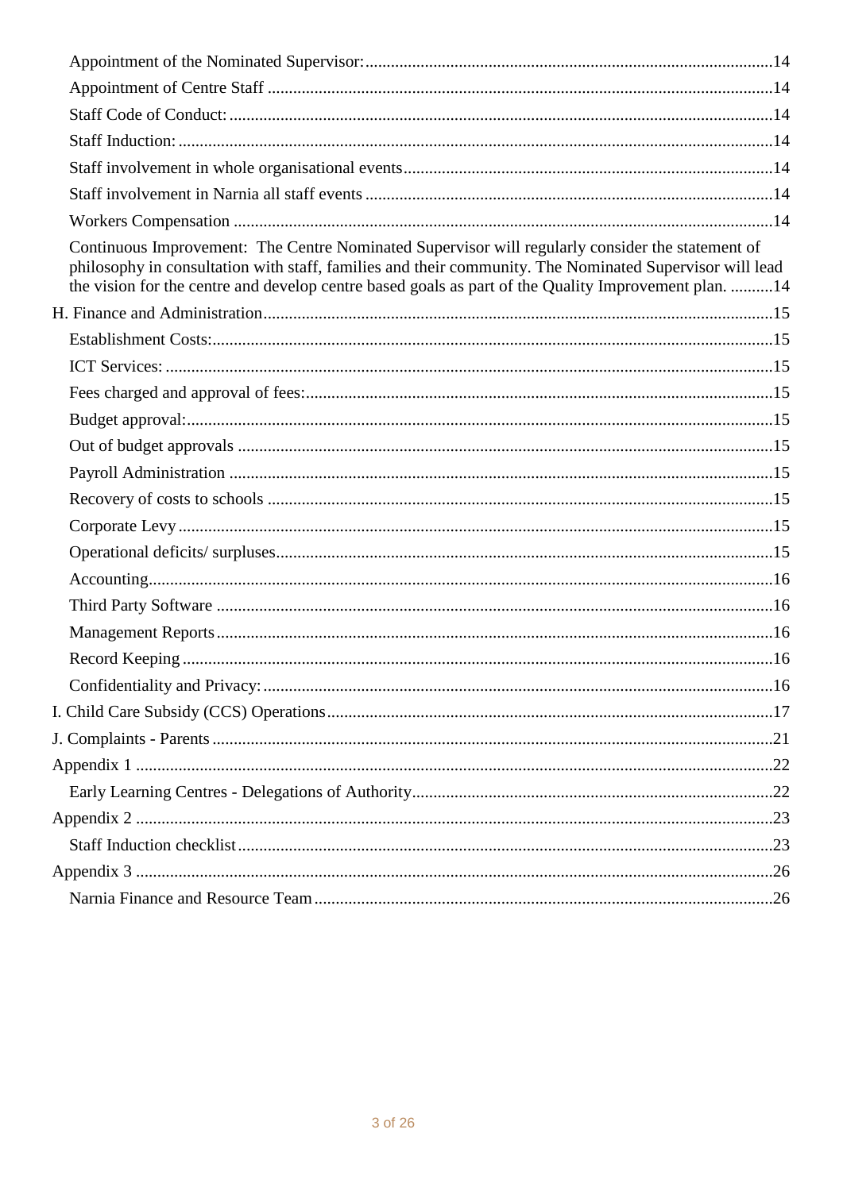Appointment of the Nominated Supervisor: 14
Appointment of Centre Staff 14
Staff Code of Conduct: 14
Staff Induction: 14
Staff involvement in whole organisational events 14
Staff involvement in Narnia all staff events 14
Workers Compensation 14
Continuous Improvement: The Centre Nominated Supervisor will regularly consider the statement of philosophy in consultation with staff, families and their community. The Nominated Supervisor will lead the vision for the centre and develop centre based goals as part of the Quality Improvement plan. 14

H. Finance and Administration 15
Establishment Costs: 15
ICT Services: 15
Fees charged and approval of fees: 15
Budget approval: 15
Out of budget approvals 15
Payroll Administration 15
Recovery of costs to schools 15
Corporate Levy 15
Operational deficits/ surpluses 15
Accounting 16
Third Party Software 16
Management Reports 16
Record Keeping 16
Confidentiality and Privacy: 16

I. Child Care Subsidy (CCS) Operations 17

J. Complaints - Parents 21

Appendix 1 22
Early Learning Centres - Delegations of Authority 22

Appendix 2 23
Staff Induction checklist 23

Appendix 3 26
Narnia Finance and Resource Team 26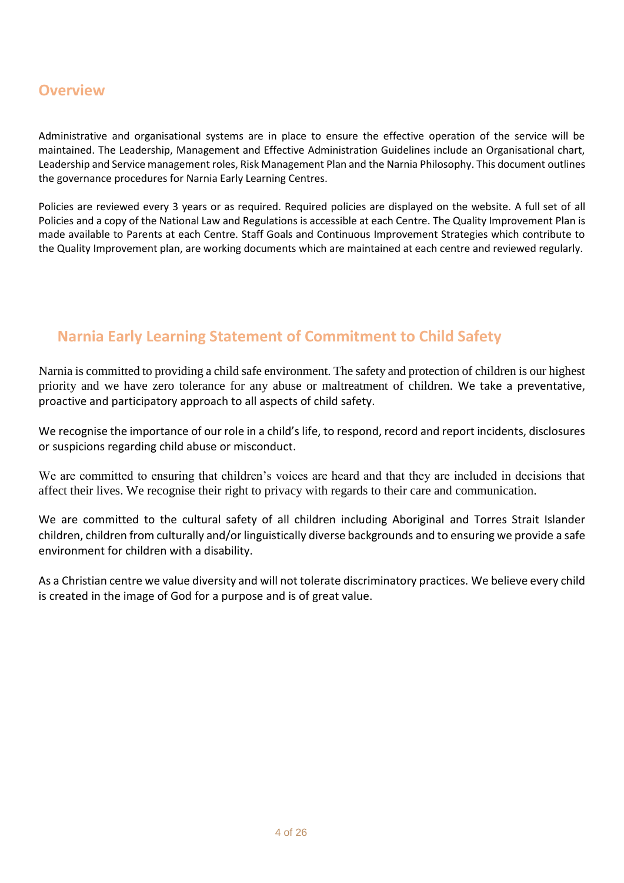## Overview

Administrative and organisational systems are in place to ensure the effective operation of the service will be maintained. The Leadership, Management and Effective Administration Guidelines include an Organisational chart, Leadership and Service management roles, Risk Management Plan and the Narnia Philosophy. This document outlines the governance procedures for Narnia Early Learning Centres.

Policies are reviewed every 3 years or as required. Required policies are displayed on the website. A full set of all Policies and a copy of the National Law and Regulations is accessible at each Centre. The Quality Improvement Plan is made available to Parents at each Centre. Staff Goals and Continuous Improvement Strategies which contribute to the Quality Improvement plan, are working documents which are maintained at each centre and reviewed regularly.

## Narnia Early Learning Statement of Commitment to Child Safety

Narnia is committed to providing a child safe environment. The safety and protection of children is our highest priority and we have zero tolerance for any abuse or maltreatment of children. We take a preventative, proactive and participatory approach to all aspects of child safety.

We recognise the importance of our role in a child's life, to respond, record and report incidents, disclosures or suspicions regarding child abuse or misconduct.

We are committed to ensuring that children's voices are heard and that they are included in decisions that affect their lives. We recognise their right to privacy with regards to their care and communication.

We are committed to the cultural safety of all children including Aboriginal and Torres Strait Islander children, children from culturally and/or linguistically diverse backgrounds and to ensuring we provide a safe environment for children with a disability.

As a Christian centre we value diversity and will not tolerate discriminatory practices. We believe every child is created in the image of God for a purpose and is of great value.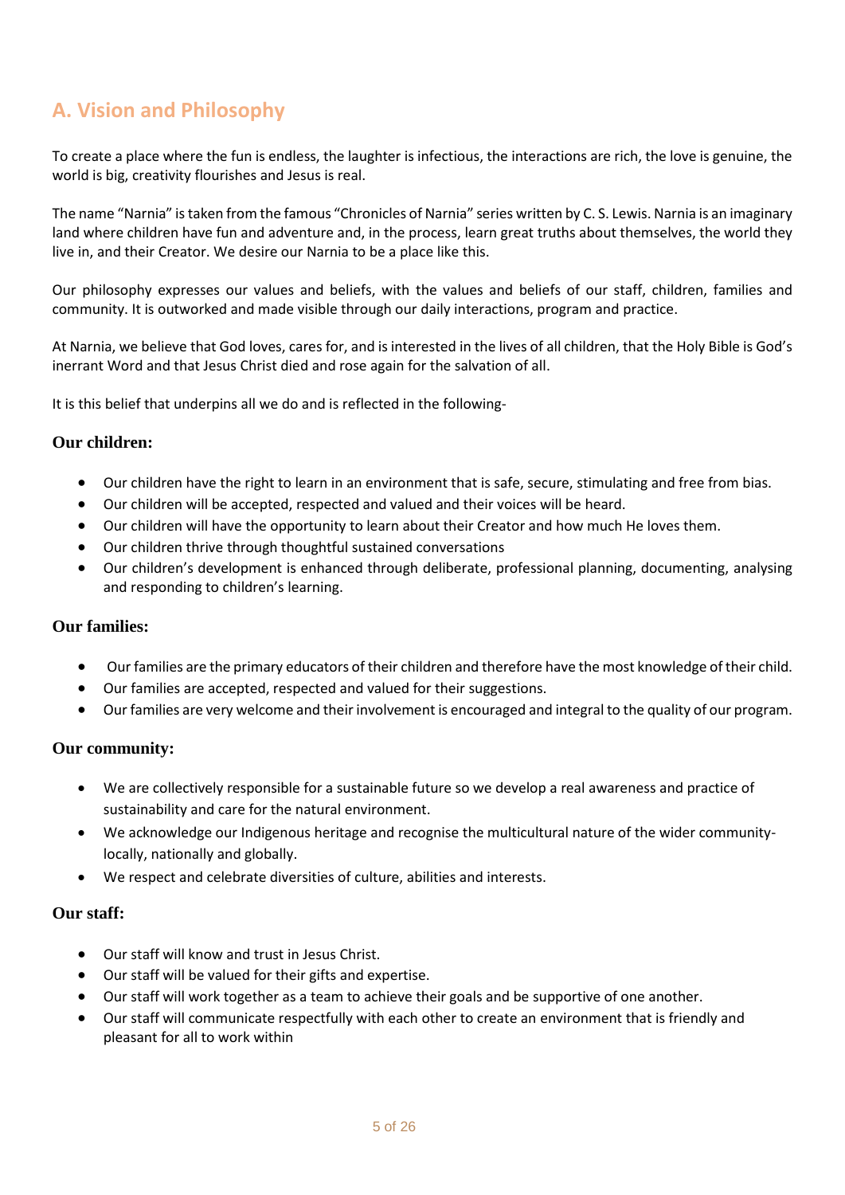## A. Vision and Philosophy

To create a place where the fun is endless, the laughter is infectious, the interactions are rich, the love is genuine, the world is big, creativity flourishes and Jesus is real.

The name "Narnia" is taken from the famous "Chronicles of Narnia" series written by C. S. Lewis. Narnia is an imaginary land where children have fun and adventure and, in the process, learn great truths about themselves, the world they live in, and their Creator. We desire our Narnia to be a place like this.

Our philosophy expresses our values and beliefs, with the values and beliefs of our staff, children, families and community. It is outworked and made visible through our daily interactions, program and practice.

At Narnia, we believe that God loves, cares for, and is interested in the lives of all children, that the Holy Bible is God's inerrant Word and that Jesus Christ died and rose again for the salvation of all.

It is this belief that underpins all we do and is reflected in the following-

### Our children:

- Our children have the right to learn in an environment that is safe, secure, stimulating and free from bias.
- Our children will be accepted, respected and valued and their voices will be heard.
- Our children will have the opportunity to learn about their Creator and how much He loves them.
- Our children thrive through thoughtful sustained conversations
- Our children's development is enhanced through deliberate, professional planning, documenting, analysing and responding to children's learning.

### Our families:

- Our families are the primary educators of their children and therefore have the most knowledge of their child.
- Our families are accepted, respected and valued for their suggestions.
- Our families are very welcome and their involvement is encouraged and integral to the quality of our program.

### Our community:

- We are collectively responsible for a sustainable future so we develop a real awareness and practice of sustainability and care for the natural environment.
- We acknowledge our Indigenous heritage and recognise the multicultural nature of the wider community- locally, nationally and globally.
- We respect and celebrate diversities of culture, abilities and interests.

### Our staff:

- Our staff will know and trust in Jesus Christ.
- Our staff will be valued for their gifts and expertise.
- Our staff will work together as a team to achieve their goals and be supportive of one another.
- Our staff will communicate respectfully with each other to create an environment that is friendly and pleasant for all to work within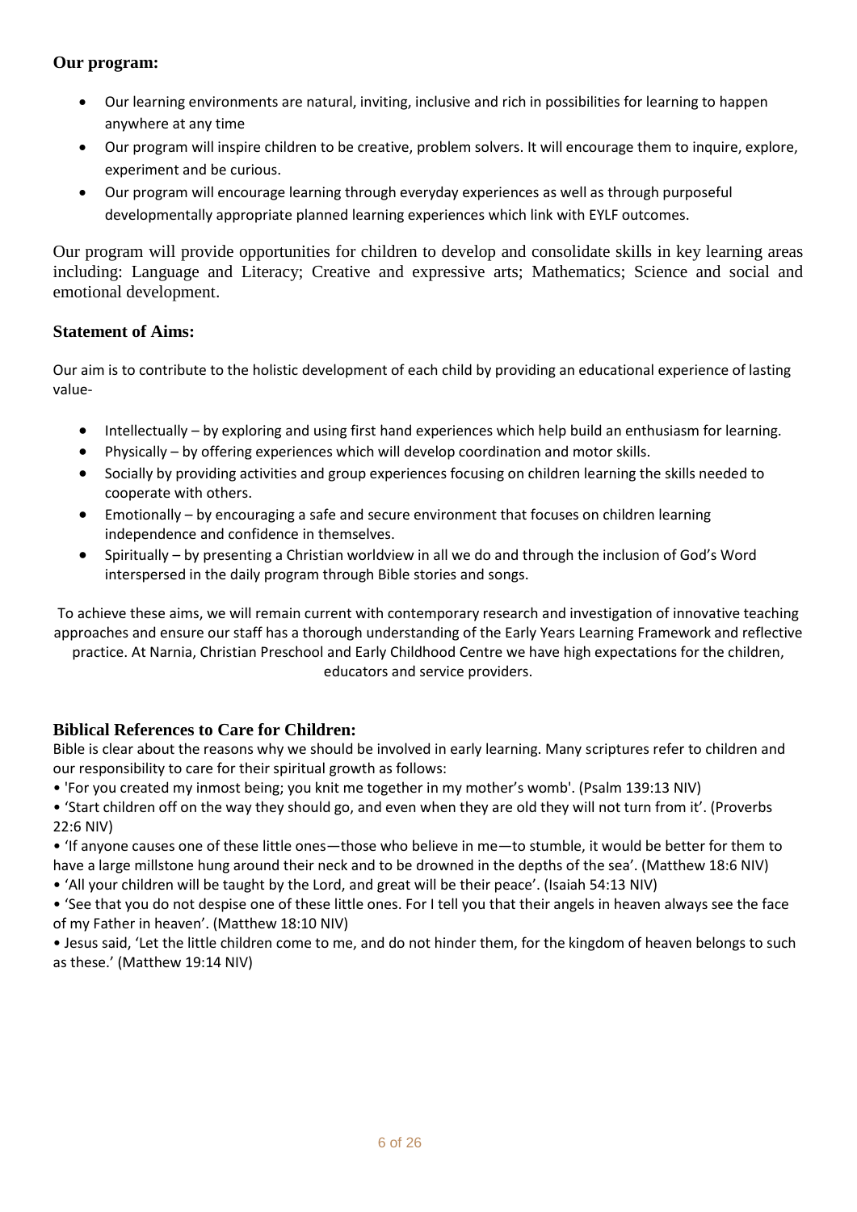### Our program:

- Our learning environments are natural, inviting, inclusive and rich in possibilities for learning to happen anywhere at any time
- Our program will inspire children to be creative, problem solvers. It will encourage them to inquire, explore, experiment and be curious.
- Our program will encourage learning through everyday experiences as well as through purposeful developmentally appropriate planned learning experiences which link with EYLF outcomes.

Our program will provide opportunities for children to develop and consolidate skills in key learning areas including: Language and Literacy; Creative and expressive arts; Mathematics; Science and social and emotional development.

### Statement of Aims:

Our aim is to contribute to the holistic development of each child by providing an educational experience of lasting value-

- Intellectually – by exploring and using first hand experiences which help build an enthusiasm for learning.
- Physically – by offering experiences which will develop coordination and motor skills.
- Socially by providing activities and group experiences focusing on children learning the skills needed to cooperate with others.
- Emotionally – by encouraging a safe and secure environment that focuses on children learning independence and confidence in themselves.
- Spiritually – by presenting a Christian worldview in all we do and through the inclusion of God's Word interspersed in the daily program through Bible stories and songs.

To achieve these aims, we will remain current with contemporary research and investigation of innovative teaching approaches and ensure our staff has a thorough understanding of the Early Years Learning Framework and reflective practice. At Narnia, Christian Preschool and Early Childhood Centre we have high expectations for the children, educators and service providers.

### Biblical References to Care for Children:

Bible is clear about the reasons why we should be involved in early learning. Many scriptures refer to children and our responsibility to care for their spiritual growth as follows:

- 'For you created my inmost being; you knit me together in my mother's womb'. (Psalm 139:13 NIV)
- 'Start children off on the way they should go, and even when they are old they will not turn from it'. (Proverbs 22:6 NIV)
- 'If anyone causes one of these little ones—those who believe in me—to stumble, it would be better for them to have a large millstone hung around their neck and to be drowned in the depths of the sea'. (Matthew 18:6 NIV)
- 'All your children will be taught by the Lord, and great will be their peace'. (Isaiah 54:13 NIV)
- 'See that you do not despise one of these little ones. For I tell you that their angels in heaven always see the face of my Father in heaven'. (Matthew 18:10 NIV)
- Jesus said, 'Let the little children come to me, and do not hinder them, for the kingdom of heaven belongs to such as these.' (Matthew 19:14 NIV)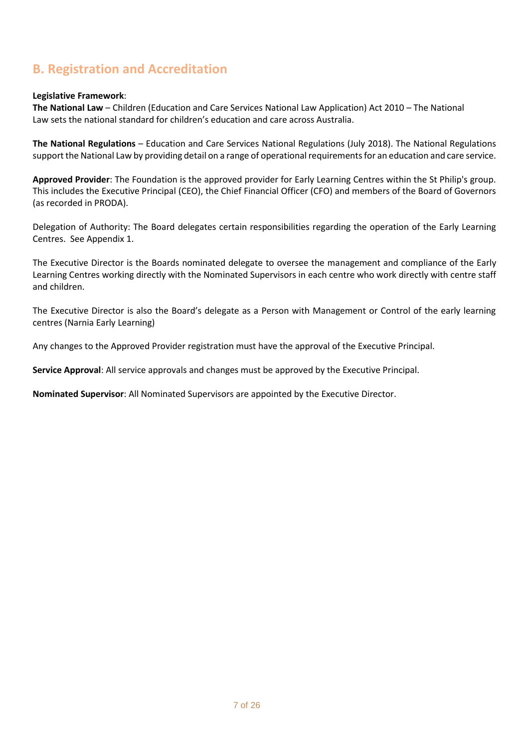## B. Registration and Accreditation

**Legislative Framework**:
**The National Law** – Children (Education and Care Services National Law Application) Act 2010 – The National Law sets the national standard for children's education and care across Australia.

**The National Regulations** – Education and Care Services National Regulations (July 2018). The National Regulations support the National Law by providing detail on a range of operational requirements for an education and care service.

**Approved Provider**: The Foundation is the approved provider for Early Learning Centres within the St Philip's group. This includes the Executive Principal (CEO), the Chief Financial Officer (CFO) and members of the Board of Governors (as recorded in PRODA).

Delegation of Authority: The Board delegates certain responsibilities regarding the operation of the Early Learning Centres. See Appendix 1.

The Executive Director is the Boards nominated delegate to oversee the management and compliance of the Early Learning Centres working directly with the Nominated Supervisors in each centre who work directly with centre staff and children.

The Executive Director is also the Board's delegate as a Person with Management or Control of the early learning centres (Narnia Early Learning)

Any changes to the Approved Provider registration must have the approval of the Executive Principal.

**Service Approval**: All service approvals and changes must be approved by the Executive Principal.

**Nominated Supervisor**: All Nominated Supervisors are appointed by the Executive Director.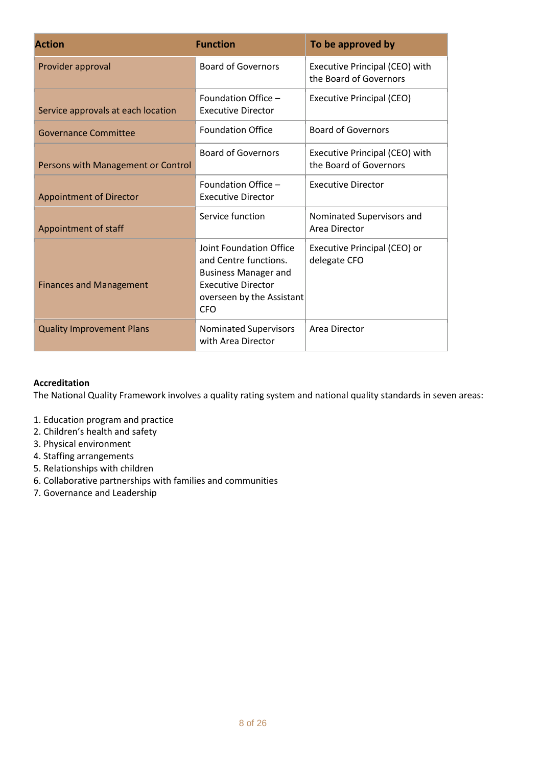| Action | Function | To be approved by |
|---|---|---|
| Provider approval | Board of Governors | Executive Principal (CEO) with the Board of Governors |
| Service approvals at each location | Foundation Office – Executive Director | Executive Principal (CEO) |
| Governance Committee | Foundation Office | Board of Governors |
| Persons with Management or Control | Board of Governors | Executive Principal (CEO) with the Board of Governors |
| Appointment of Director | Foundation Office – Executive Director | Executive Director |
| Appointment of staff | Service function | Nominated Supervisors and Area Director |
| Finances and Management | Joint Foundation Office and Centre functions. Business Manager and Executive Director overseen by the Assistant CFO | Executive Principal (CEO) or delegate CFO |
| Quality Improvement Plans | Nominated Supervisors with Area Director | Area Director |

**Accreditation**

The National Quality Framework involves a quality rating system and national quality standards in seven areas:

1. Education program and practice
2. Children's health and safety
3. Physical environment
4. Staffing arrangements
5. Relationships with children
6. Collaborative partnerships with families and communities
7. Governance and Leadership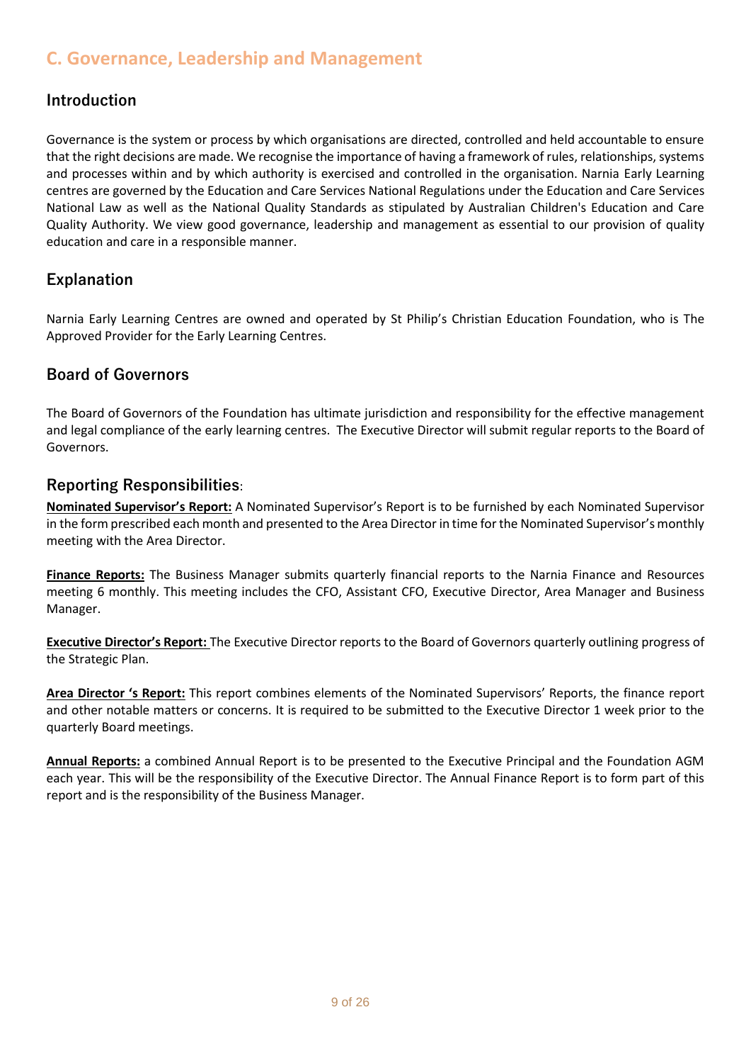## C. Governance, Leadership and Management

### Introduction

Governance is the system or process by which organisations are directed, controlled and held accountable to ensure that the right decisions are made. We recognise the importance of having a framework of rules, relationships, systems and processes within and by which authority is exercised and controlled in the organisation. Narnia Early Learning centres are governed by the Education and Care Services National Regulations under the Education and Care Services National Law as well as the National Quality Standards as stipulated by Australian Children's Education and Care Quality Authority. We view good governance, leadership and management as essential to our provision of quality education and care in a responsible manner.

### Explanation

Narnia Early Learning Centres are owned and operated by St Philip's Christian Education Foundation, who is The Approved Provider for the Early Learning Centres.

### Board of Governors

The Board of Governors of the Foundation has ultimate jurisdiction and responsibility for the effective management and legal compliance of the early learning centres. The Executive Director will submit regular reports to the Board of Governors.

### Reporting Responsibilities:

**Nominated Supervisor's Report:** A Nominated Supervisor's Report is to be furnished by each Nominated Supervisor in the form prescribed each month and presented to the Area Director in time for the Nominated Supervisor's monthly meeting with the Area Director.

**Finance Reports:** The Business Manager submits quarterly financial reports to the Narnia Finance and Resources meeting 6 monthly. This meeting includes the CFO, Assistant CFO, Executive Director, Area Manager and Business Manager.

**Executive Director's Report:** The Executive Director reports to the Board of Governors quarterly outlining progress of the Strategic Plan.

**Area Director 's Report:** This report combines elements of the Nominated Supervisors' Reports, the finance report and other notable matters or concerns. It is required to be submitted to the Executive Director 1 week prior to the quarterly Board meetings.

**Annual Reports:** a combined Annual Report is to be presented to the Executive Principal and the Foundation AGM each year. This will be the responsibility of the Executive Director. The Annual Finance Report is to form part of this report and is the responsibility of the Business Manager.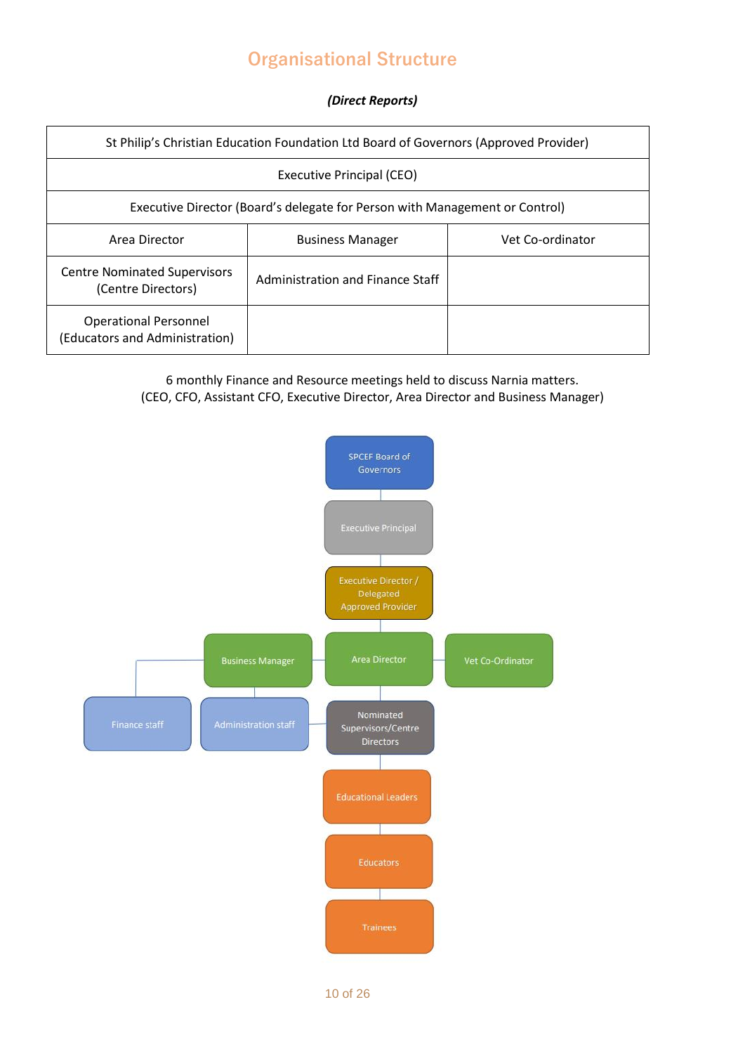# Organisational Structure

***(Direct Reports)***

| St Philip's Christian Education Foundation Ltd Board of Governors (Approved Provider) | | |
|---|---|---|
| Executive Principal (CEO) | | |
| Executive Director (Board's delegate for Person with Management or Control) | | |
| Area Director | Business Manager | Vet Co-ordinator |
| Centre Nominated Supervisors (Centre Directors) | Administration and Finance Staff | |
| Operational Personnel (Educators and Administration) | | |

6 monthly Finance and Resource meetings held to discuss Narnia matters.
(CEO, CFO, Assistant CFO, Executive Director, Area Director and Business Manager)

- SPCEF Board of Governors
  - Executive Principal
    - Executive Director / Delegated Approved Provider
      - Business Manager
        - Finance staff
        - Administration staff
      - Area Director
        - Nominated Supervisors/Centre Directors
          - Educational Leaders
            - Educators
              - Trainees
      - Vet Co-Ordinator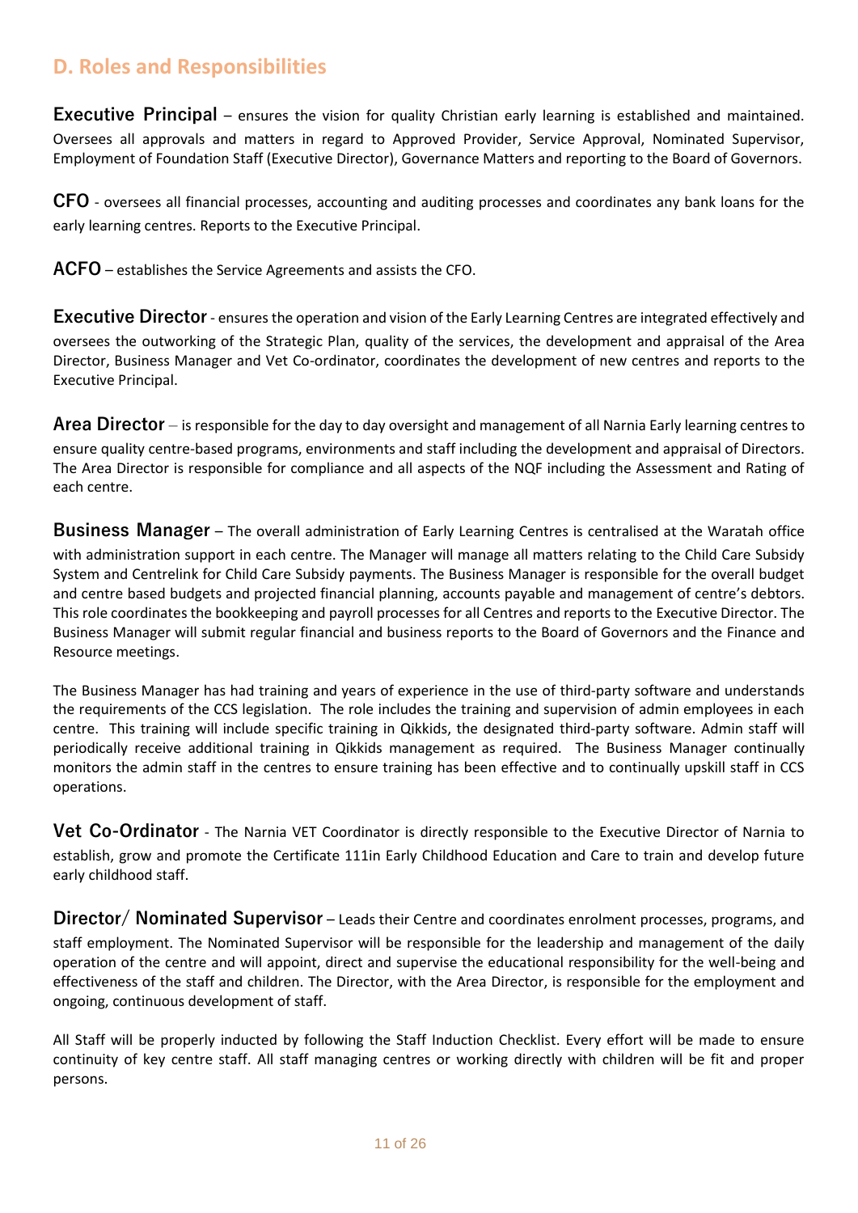## D. Roles and Responsibilities

**Executive Principal** – ensures the vision for quality Christian early learning is established and maintained. Oversees all approvals and matters in regard to Approved Provider, Service Approval, Nominated Supervisor, Employment of Foundation Staff (Executive Director), Governance Matters and reporting to the Board of Governors.

**CFO** - oversees all financial processes, accounting and auditing processes and coordinates any bank loans for the early learning centres. Reports to the Executive Principal.

**ACFO** – establishes the Service Agreements and assists the CFO.

**Executive Director** - ensures the operation and vision of the Early Learning Centres are integrated effectively and oversees the outworking of the Strategic Plan, quality of the services, the development and appraisal of the Area Director, Business Manager and Vet Co-ordinator, coordinates the development of new centres and reports to the Executive Principal.

**Area Director** – is responsible for the day to day oversight and management of all Narnia Early learning centres to ensure quality centre-based programs, environments and staff including the development and appraisal of Directors. The Area Director is responsible for compliance and all aspects of the NQF including the Assessment and Rating of each centre.

**Business Manager** – The overall administration of Early Learning Centres is centralised at the Waratah office with administration support in each centre. The Manager will manage all matters relating to the Child Care Subsidy System and Centrelink for Child Care Subsidy payments. The Business Manager is responsible for the overall budget and centre based budgets and projected financial planning, accounts payable and management of centre's debtors. This role coordinates the bookkeeping and payroll processes for all Centres and reports to the Executive Director. The Business Manager will submit regular financial and business reports to the Board of Governors and the Finance and Resource meetings.

The Business Manager has had training and years of experience in the use of third-party software and understands the requirements of the CCS legislation. The role includes the training and supervision of admin employees in each centre. This training will include specific training in Qikkids, the designated third-party software. Admin staff will periodically receive additional training in Qikkids management as required. The Business Manager continually monitors the admin staff in the centres to ensure training has been effective and to continually upskill staff in CCS operations.

**Vet Co-Ordinator** - The Narnia VET Coordinator is directly responsible to the Executive Director of Narnia to establish, grow and promote the Certificate 111in Early Childhood Education and Care to train and develop future early childhood staff.

**Director/ Nominated Supervisor** – Leads their Centre and coordinates enrolment processes, programs, and staff employment. The Nominated Supervisor will be responsible for the leadership and management of the daily operation of the centre and will appoint, direct and supervise the educational responsibility for the well-being and effectiveness of the staff and children. The Director, with the Area Director, is responsible for the employment and ongoing, continuous development of staff.

All Staff will be properly inducted by following the Staff Induction Checklist. Every effort will be made to ensure continuity of key centre staff. All staff managing centres or working directly with children will be fit and proper persons.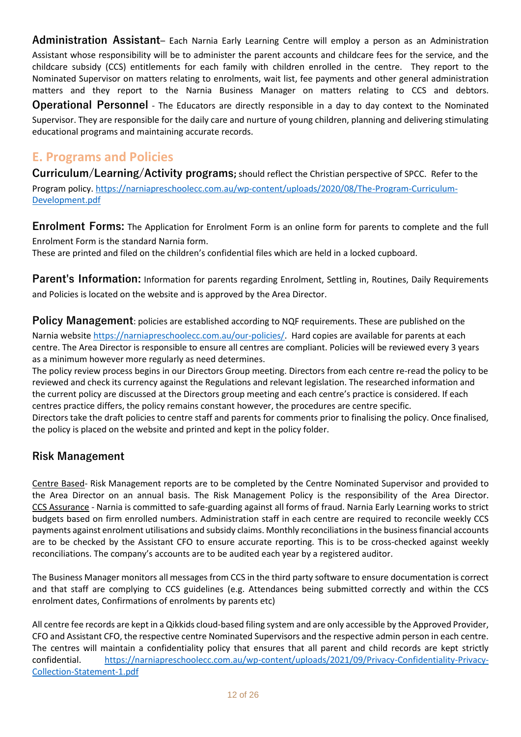**Administration Assistant**– Each Narnia Early Learning Centre will employ a person as an Administration Assistant whose responsibility will be to administer the parent accounts and childcare fees for the service, and the childcare subsidy (CCS) entitlements for each family with children enrolled in the centre. They report to the Nominated Supervisor on matters relating to enrolments, wait list, fee payments and other general administration matters and they report to the Narnia Business Manager on matters relating to CCS and debtors.

**Operational Personnel** - The Educators are directly responsible in a day to day context to the Nominated Supervisor. They are responsible for the daily care and nurture of young children, planning and delivering stimulating educational programs and maintaining accurate records.

## E. Programs and Policies

**Curriculum/Learning/Activity programs;** should reflect the Christian perspective of SPCC. Refer to the Program policy. https://narniapreschoolecc.com.au/wp-content/uploads/2020/08/The-Program-Curriculum-Development.pdf

**Enrolment Forms:** The Application for Enrolment Form is an online form for parents to complete and the full Enrolment Form is the standard Narnia form.
These are printed and filed on the children's confidential files which are held in a locked cupboard.

**Parent's Information:** Information for parents regarding Enrolment, Settling in, Routines, Daily Requirements and Policies is located on the website and is approved by the Area Director.

**Policy Management**: policies are established according to NQF requirements. These are published on the Narnia website https://narniapreschoolecc.com.au/our-policies/. Hard copies are available for parents at each centre. The Area Director is responsible to ensure all centres are compliant. Policies will be reviewed every 3 years as a minimum however more regularly as need determines.
The policy review process begins in our Directors Group meeting. Directors from each centre re-read the policy to be reviewed and check its currency against the Regulations and relevant legislation. The researched information and the current policy are discussed at the Directors group meeting and each centre's practice is considered. If each centres practice differs, the policy remains constant however, the procedures are centre specific.
Directors take the draft policies to centre staff and parents for comments prior to finalising the policy. Once finalised, the policy is placed on the website and printed and kept in the policy folder.

### Risk Management

Centre Based- Risk Management reports are to be completed by the Centre Nominated Supervisor and provided to the Area Director on an annual basis. The Risk Management Policy is the responsibility of the Area Director.
CCS Assurance - Narnia is committed to safe-guarding against all forms of fraud. Narnia Early Learning works to strict budgets based on firm enrolled numbers. Administration staff in each centre are required to reconcile weekly CCS payments against enrolment utilisations and subsidy claims. Monthly reconciliations in the business financial accounts are to be checked by the Assistant CFO to ensure accurate reporting. This is to be cross-checked against weekly reconciliations. The company's accounts are to be audited each year by a registered auditor.

The Business Manager monitors all messages from CCS in the third party software to ensure documentation is correct and that staff are complying to CCS guidelines (e.g. Attendances being submitted correctly and within the CCS enrolment dates, Confirmations of enrolments by parents etc)

All centre fee records are kept in a Qikkids cloud-based filing system and are only accessible by the Approved Provider, CFO and Assistant CFO, the respective centre Nominated Supervisors and the respective admin person in each centre. The centres will maintain a confidentiality policy that ensures that all parent and child records are kept strictly confidential. https://narniapreschoolecc.com.au/wp-content/uploads/2021/09/Privacy-Confidentiality-Privacy-Collection-Statement-1.pdf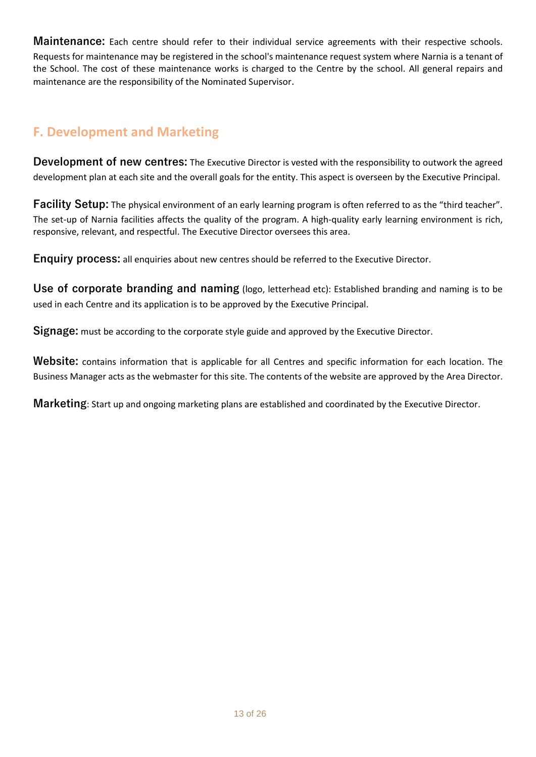**Maintenance:** Each centre should refer to their individual service agreements with their respective schools. Requests for maintenance may be registered in the school's maintenance request system where Narnia is a tenant of the School. The cost of these maintenance works is charged to the Centre by the school. All general repairs and maintenance are the responsibility of the Nominated Supervisor.

## F. Development and Marketing

**Development of new centres:** The Executive Director is vested with the responsibility to outwork the agreed development plan at each site and the overall goals for the entity. This aspect is overseen by the Executive Principal.

**Facility Setup:** The physical environment of an early learning program is often referred to as the "third teacher". The set-up of Narnia facilities affects the quality of the program. A high-quality early learning environment is rich, responsive, relevant, and respectful. The Executive Director oversees this area.

**Enquiry process:** all enquiries about new centres should be referred to the Executive Director.

**Use of corporate branding and naming** (logo, letterhead etc): Established branding and naming is to be used in each Centre and its application is to be approved by the Executive Principal.

**Signage:** must be according to the corporate style guide and approved by the Executive Director.

**Website:** contains information that is applicable for all Centres and specific information for each location. The Business Manager acts as the webmaster for this site. The contents of the website are approved by the Area Director.

**Marketing**: Start up and ongoing marketing plans are established and coordinated by the Executive Director.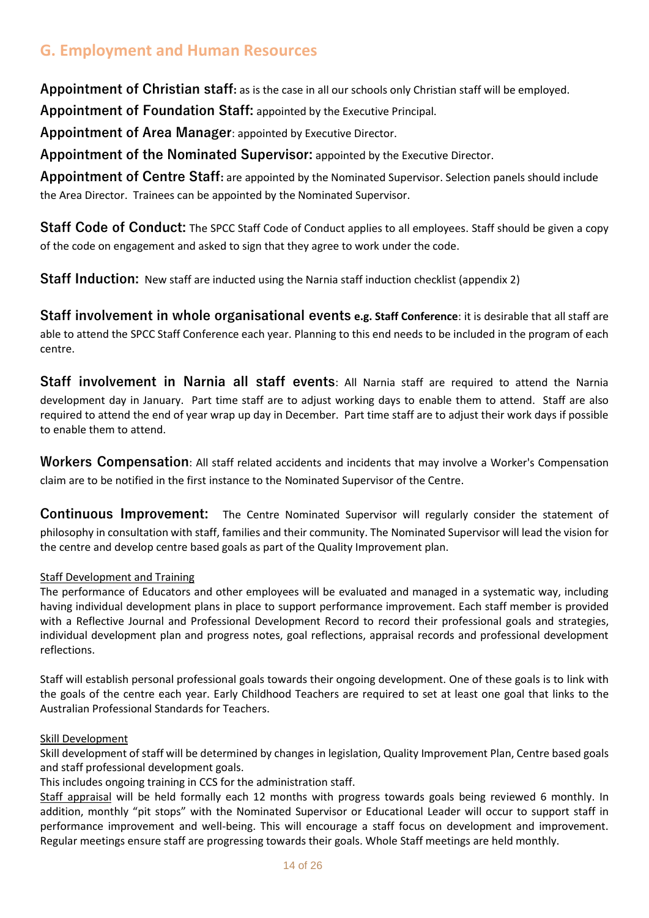## G. Employment and Human Resources

**Appointment of Christian staff:** as is the case in all our schools only Christian staff will be employed.

**Appointment of Foundation Staff:** appointed by the Executive Principal.

**Appointment of Area Manager**: appointed by Executive Director.

**Appointment of the Nominated Supervisor:** appointed by the Executive Director.

**Appointment of Centre Staff:** are appointed by the Nominated Supervisor. Selection panels should include the Area Director. Trainees can be appointed by the Nominated Supervisor.

**Staff Code of Conduct:** The SPCC Staff Code of Conduct applies to all employees. Staff should be given a copy of the code on engagement and asked to sign that they agree to work under the code.

**Staff Induction:** New staff are inducted using the Narnia staff induction checklist (appendix 2)

**Staff involvement in whole organisational events e.g. Staff Conference**: it is desirable that all staff are able to attend the SPCC Staff Conference each year. Planning to this end needs to be included in the program of each centre.

**Staff involvement in Narnia all staff events**: All Narnia staff are required to attend the Narnia development day in January. Part time staff are to adjust working days to enable them to attend. Staff are also required to attend the end of year wrap up day in December. Part time staff are to adjust their work days if possible to enable them to attend.

**Workers Compensation**: All staff related accidents and incidents that may involve a Worker's Compensation claim are to be notified in the first instance to the Nominated Supervisor of the Centre.

**Continuous Improvement:** The Centre Nominated Supervisor will regularly consider the statement of philosophy in consultation with staff, families and their community. The Nominated Supervisor will lead the vision for the centre and develop centre based goals as part of the Quality Improvement plan.

<u>Staff Development and Training</u>

The performance of Educators and other employees will be evaluated and managed in a systematic way, including having individual development plans in place to support performance improvement. Each staff member is provided with a Reflective Journal and Professional Development Record to record their professional goals and strategies, individual development plan and progress notes, goal reflections, appraisal records and professional development reflections.

Staff will establish personal professional goals towards their ongoing development. One of these goals is to link with the goals of the centre each year. Early Childhood Teachers are required to set at least one goal that links to the Australian Professional Standards for Teachers.

<u>Skill Development</u>

Skill development of staff will be determined by changes in legislation, Quality Improvement Plan, Centre based goals and staff professional development goals.

This includes ongoing training in CCS for the administration staff.

<u>Staff appraisal</u> will be held formally each 12 months with progress towards goals being reviewed 6 monthly. In addition, monthly "pit stops" with the Nominated Supervisor or Educational Leader will occur to support staff in performance improvement and well-being. This will encourage a staff focus on development and improvement. Regular meetings ensure staff are progressing towards their goals. Whole Staff meetings are held monthly.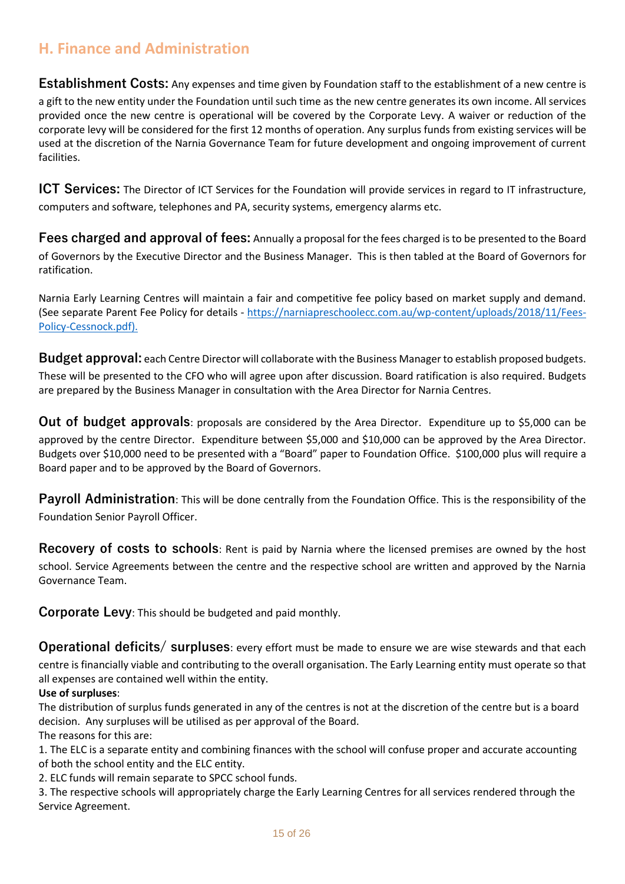## H. Finance and Administration

**Establishment Costs:** Any expenses and time given by Foundation staff to the establishment of a new centre is a gift to the new entity under the Foundation until such time as the new centre generates its own income. All services provided once the new centre is operational will be covered by the Corporate Levy. A waiver or reduction of the corporate levy will be considered for the first 12 months of operation. Any surplus funds from existing services will be used at the discretion of the Narnia Governance Team for future development and ongoing improvement of current facilities.

**ICT Services:** The Director of ICT Services for the Foundation will provide services in regard to IT infrastructure, computers and software, telephones and PA, security systems, emergency alarms etc.

**Fees charged and approval of fees:** Annually a proposal for the fees charged is to be presented to the Board of Governors by the Executive Director and the Business Manager. This is then tabled at the Board of Governors for ratification.

Narnia Early Learning Centres will maintain a fair and competitive fee policy based on market supply and demand. (See separate Parent Fee Policy for details - [https://narniapreschoolecc.com.au/wp-content/uploads/2018/11/Fees-Policy-Cessnock.pdf](https://narniapreschoolecc.com.au/wp-content/uploads/2018/11/Fees-Policy-Cessnock.pdf)).

**Budget approval:** each Centre Director will collaborate with the Business Manager to establish proposed budgets. These will be presented to the CFO who will agree upon after discussion. Board ratification is also required. Budgets are prepared by the Business Manager in consultation with the Area Director for Narnia Centres.

**Out of budget approvals**: proposals are considered by the Area Director. Expenditure up to $5,000 can be approved by the centre Director. Expenditure between $5,000 and $10,000 can be approved by the Area Director. Budgets over $10,000 need to be presented with a "Board" paper to Foundation Office. $100,000 plus will require a Board paper and to be approved by the Board of Governors.

**Payroll Administration**: This will be done centrally from the Foundation Office. This is the responsibility of the Foundation Senior Payroll Officer.

**Recovery of costs to schools**: Rent is paid by Narnia where the licensed premises are owned by the host school. Service Agreements between the centre and the respective school are written and approved by the Narnia Governance Team.

**Corporate Levy**: This should be budgeted and paid monthly.

**Operational deficits/ surpluses**: every effort must be made to ensure we are wise stewards and that each centre is financially viable and contributing to the overall organisation. The Early Learning entity must operate so that all expenses are contained well within the entity.

**Use of surpluses**:

The distribution of surplus funds generated in any of the centres is not at the discretion of the centre but is a board decision. Any surpluses will be utilised as per approval of the Board.

The reasons for this are:

1. The ELC is a separate entity and combining finances with the school will confuse proper and accurate accounting of both the school entity and the ELC entity.
2. ELC funds will remain separate to SPCC school funds.
3. The respective schools will appropriately charge the Early Learning Centres for all services rendered through the Service Agreement.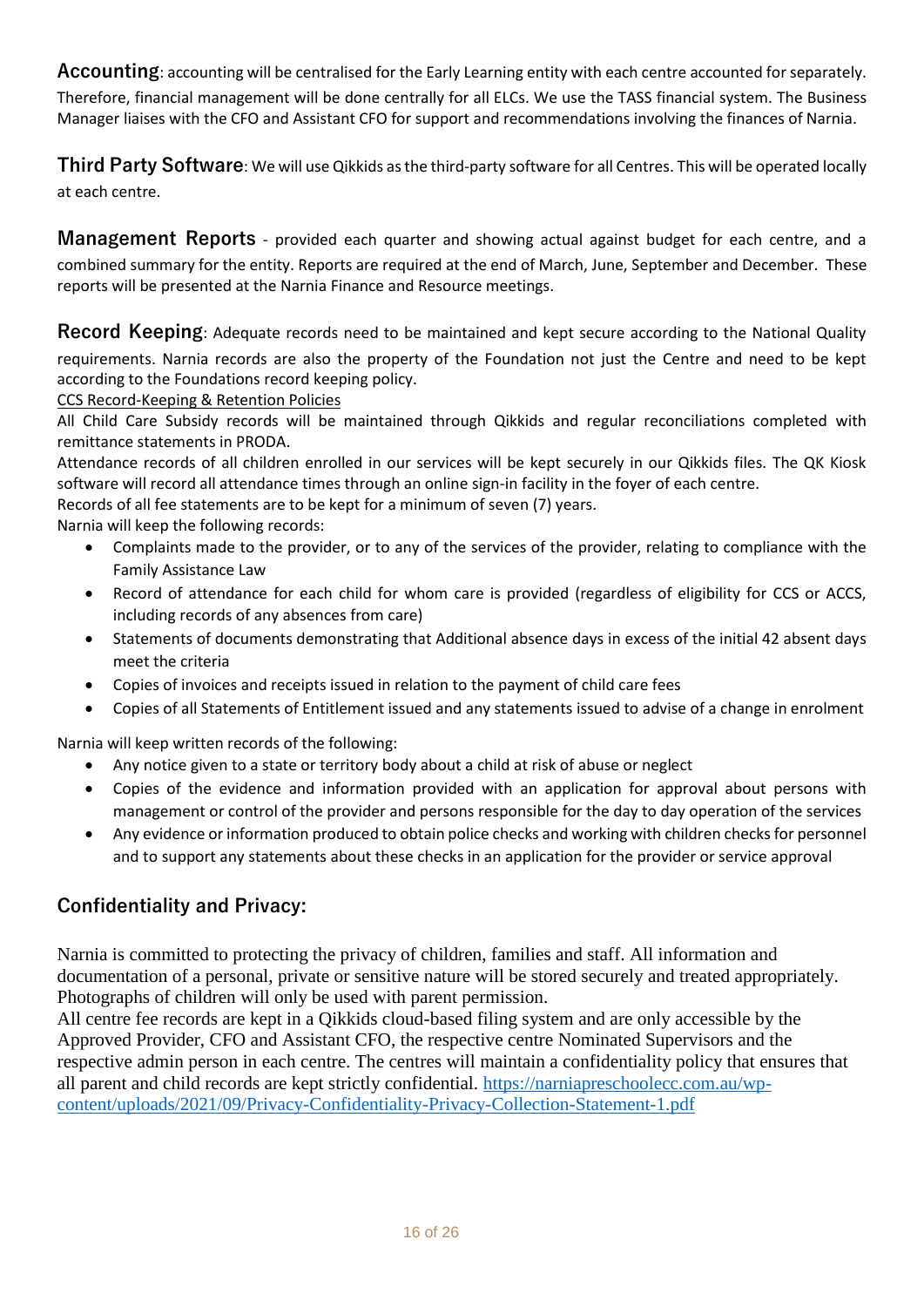**Accounting**: accounting will be centralised for the Early Learning entity with each centre accounted for separately. Therefore, financial management will be done centrally for all ELCs. We use the TASS financial system. The Business Manager liaises with the CFO and Assistant CFO for support and recommendations involving the finances of Narnia.

**Third Party Software**: We will use Qikkids as the third-party software for all Centres. This will be operated locally at each centre.

**Management Reports** - provided each quarter and showing actual against budget for each centre, and a combined summary for the entity. Reports are required at the end of March, June, September and December. These reports will be presented at the Narnia Finance and Resource meetings.

**Record Keeping**: Adequate records need to be maintained and kept secure according to the National Quality requirements. Narnia records are also the property of the Foundation not just the Centre and need to be kept according to the Foundations record keeping policy.

<u>CCS Record-Keeping & Retention Policies</u>

All Child Care Subsidy records will be maintained through Qikkids and regular reconciliations completed with remittance statements in PRODA.

Attendance records of all children enrolled in our services will be kept securely in our Qikkids files. The QK Kiosk software will record all attendance times through an online sign-in facility in the foyer of each centre.

Records of all fee statements are to be kept for a minimum of seven (7) years.

Narnia will keep the following records:

- Complaints made to the provider, or to any of the services of the provider, relating to compliance with the Family Assistance Law
- Record of attendance for each child for whom care is provided (regardless of eligibility for CCS or ACCS, including records of any absences from care)
- Statements of documents demonstrating that Additional absence days in excess of the initial 42 absent days meet the criteria
- Copies of invoices and receipts issued in relation to the payment of child care fees
- Copies of all Statements of Entitlement issued and any statements issued to advise of a change in enrolment

Narnia will keep written records of the following:

- Any notice given to a state or territory body about a child at risk of abuse or neglect
- Copies of the evidence and information provided with an application for approval about persons with management or control of the provider and persons responsible for the day to day operation of the services
- Any evidence or information produced to obtain police checks and working with children checks for personnel and to support any statements about these checks in an application for the provider or service approval

## Confidentiality and Privacy:

Narnia is committed to protecting the privacy of children, families and staff. All information and documentation of a personal, private or sensitive nature will be stored securely and treated appropriately. Photographs of children will only be used with parent permission.

All centre fee records are kept in a Qikkids cloud-based filing system and are only accessible by the Approved Provider, CFO and Assistant CFO, the respective centre Nominated Supervisors and the respective admin person in each centre. The centres will maintain a confidentiality policy that ensures that all parent and child records are kept strictly confidential. [https://narniapreschoolecc.com.au/wp-content/uploads/2021/09/Privacy-Confidentiality-Privacy-Collection-Statement-1.pdf](https://narniapreschoolecc.com.au/wp-content/uploads/2021/09/Privacy-Confidentiality-Privacy-Collection-Statement-1.pdf)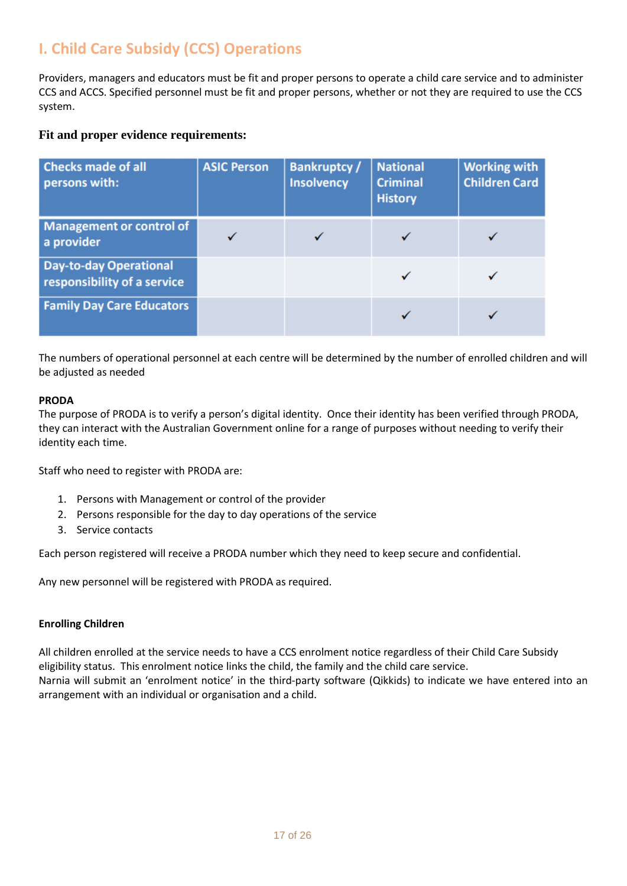## I. Child Care Subsidy (CCS) Operations

Providers, managers and educators must be fit and proper persons to operate a child care service and to administer CCS and ACCS. Specified personnel must be fit and proper persons, whether or not they are required to use the CCS system.

### Fit and proper evidence requirements:

| Checks made of all persons with: | ASIC Person | Bankruptcy / Insolvency | National Criminal History | Working with Children Card |
|---|---|---|---|---|
| Management or control of a provider | ✓ | ✓ | ✓ | ✓ |
| Day-to-day Operational responsibility of a service | | | ✓ | ✓ |
| Family Day Care Educators | | | ✓ | ✓ |

The numbers of operational personnel at each centre will be determined by the number of enrolled children and will be adjusted as needed

**PRODA**

The purpose of PRODA is to verify a person's digital identity. Once their identity has been verified through PRODA, they can interact with the Australian Government online for a range of purposes without needing to verify their identity each time.

Staff who need to register with PRODA are:

1. Persons with Management or control of the provider
2. Persons responsible for the day to day operations of the service
3. Service contacts

Each person registered will receive a PRODA number which they need to keep secure and confidential.

Any new personnel will be registered with PRODA as required.

**Enrolling Children**

All children enrolled at the service needs to have a CCS enrolment notice regardless of their Child Care Subsidy eligibility status. This enrolment notice links the child, the family and the child care service.
Narnia will submit an 'enrolment notice' in the third-party software (Qikkids) to indicate we have entered into an arrangement with an individual or organisation and a child.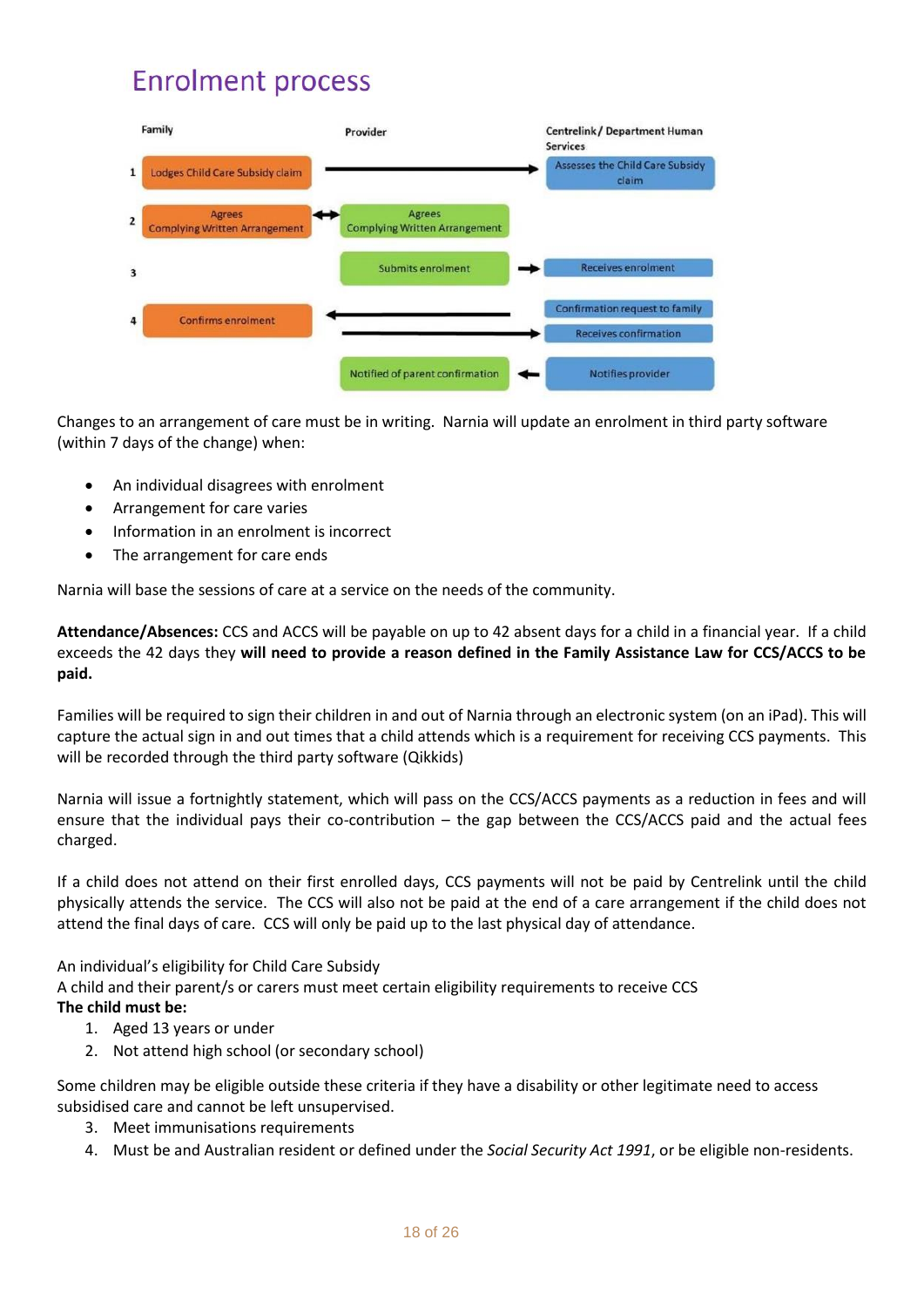# Enrolment process

| | Family | Provider | Centrelink / Department Human Services |
|---|---|---|---|
| 1 | Lodges Child Care Subsidy claim | → | Assesses the Child Care Subsidy claim |
| 2 | Agrees Complying Written Arrangement ↔ | Agrees Complying Written Arrangement | |
| 3 | | Submits enrolment → | Receives enrolment |
| 4 | Confirms enrolment ← | | Confirmation request to family |
| | → | | Receives confirmation |
| | | Notified of parent confirmation ← | Notifies provider |

Changes to an arrangement of care must be in writing. Narnia will update an enrolment in third party software (within 7 days of the change) when:

- An individual disagrees with enrolment
- Arrangement for care varies
- Information in an enrolment is incorrect
- The arrangement for care ends

Narnia will base the sessions of care at a service on the needs of the community.

**Attendance/Absences:** CCS and ACCS will be payable on up to 42 absent days for a child in a financial year. If a child exceeds the 42 days they **will need to provide a reason defined in the Family Assistance Law for CCS/ACCS to be paid.**

Families will be required to sign their children in and out of Narnia through an electronic system (on an iPad). This will capture the actual sign in and out times that a child attends which is a requirement for receiving CCS payments. This will be recorded through the third party software (Qikkids)

Narnia will issue a fortnightly statement, which will pass on the CCS/ACCS payments as a reduction in fees and will ensure that the individual pays their co-contribution – the gap between the CCS/ACCS paid and the actual fees charged.

If a child does not attend on their first enrolled days, CCS payments will not be paid by Centrelink until the child physically attends the service. The CCS will also not be paid at the end of a care arrangement if the child does not attend the final days of care. CCS will only be paid up to the last physical day of attendance.

An individual's eligibility for Child Care Subsidy
A child and their parent/s or carers must meet certain eligibility requirements to receive CCS
**The child must be:**

1. Aged 13 years or under
2. Not attend high school (or secondary school)

Some children may be eligible outside these criteria if they have a disability or other legitimate need to access subsidised care and cannot be left unsupervised.

3. Meet immunisations requirements
4. Must be and Australian resident or defined under the *Social Security Act 1991*, or be eligible non-residents.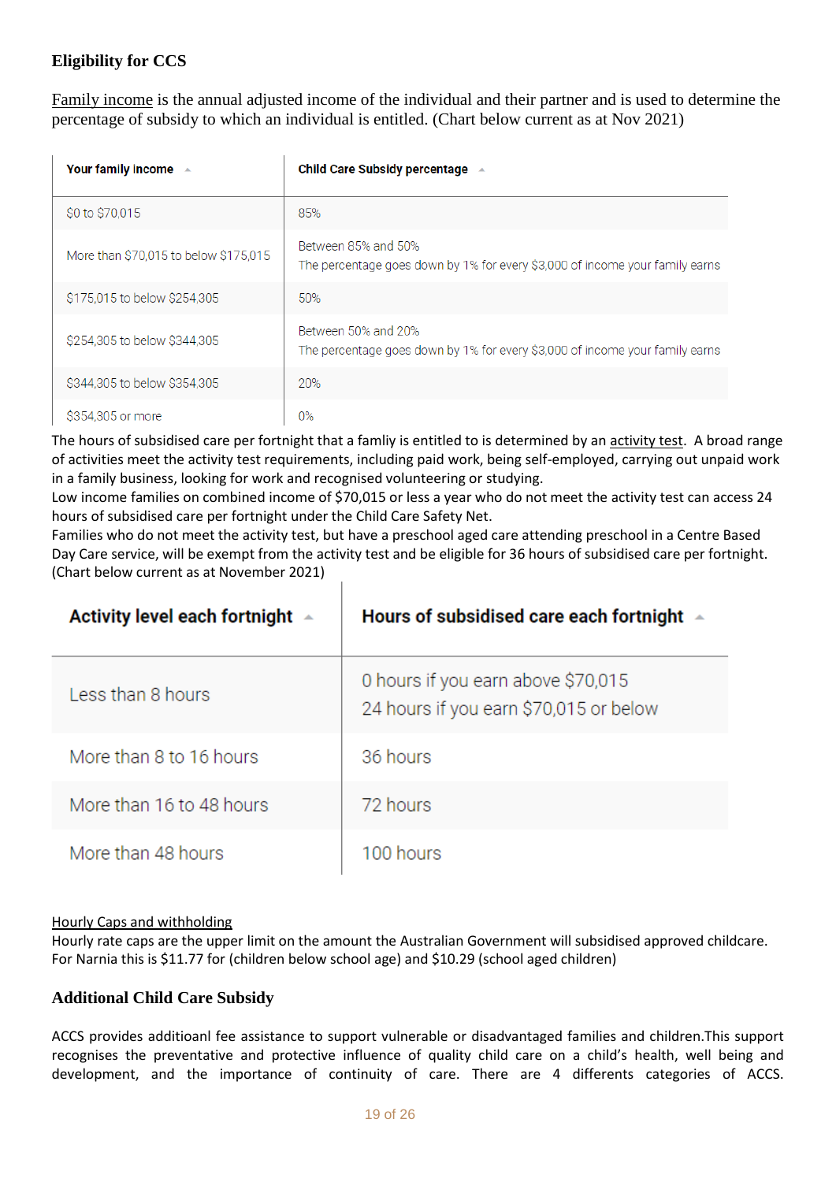### Eligibility for CCS

Family income is the annual adjusted income of the individual and their partner and is used to determine the percentage of subsidy to which an individual is entitled. (Chart below current as at Nov 2021)

| Your family income | Child Care Subsidy percentage |
| --- | --- |
| $0 to $70,015 | 85% |
| More than $70,015 to below $175,015 | Between 85% and 50%<br>The percentage goes down by 1% for every $3,000 of income your family earns |
| $175,015 to below $254,305 | 50% |
| $254,305 to below $344,305 | Between 50% and 20%<br>The percentage goes down by 1% for every $3,000 of income your family earns |
| $344,305 to below $354,305 | 20% |
| $354,305 or more | 0% |

The hours of subsidised care per fortnight that a famliy is entitled to is determined by an activity test. A broad range of activities meet the activity test requirements, including paid work, being self-employed, carrying out unpaid work in a family business, looking for work and recognised volunteering or studying.
Low income families on combined income of $70,015 or less a year who do not meet the activity test can access 24 hours of subsidised care per fortnight under the Child Care Safety Net.
Families who do not meet the activity test, but have a preschool aged care attending preschool in a Centre Based Day Care service, will be exempt from the activity test and be eligible for 36 hours of subsidised care per fortnight. (Chart below current as at November 2021)

| Activity level each fortnight | Hours of subsidised care each fortnight |
| --- | --- |
| Less than 8 hours | 0 hours if you earn above $70,015<br>24 hours if you earn $70,015 or below |
| More than 8 to 16 hours | 36 hours |
| More than 16 to 48 hours | 72 hours |
| More than 48 hours | 100 hours |

Hourly Caps and withholding
Hourly rate caps are the upper limit on the amount the Australian Government will subsidised approved childcare. For Narnia this is $11.77 for (children below school age) and $10.29 (school aged children)

### Additional Child Care Subsidy

ACCS provides additioanl fee assistance to support vulnerable or disadvantaged families and children.This support recognises the preventative and protective influence of quality child care on a child's health, well being and development, and the importance of continuity of care. There are 4 differents categories of ACCS.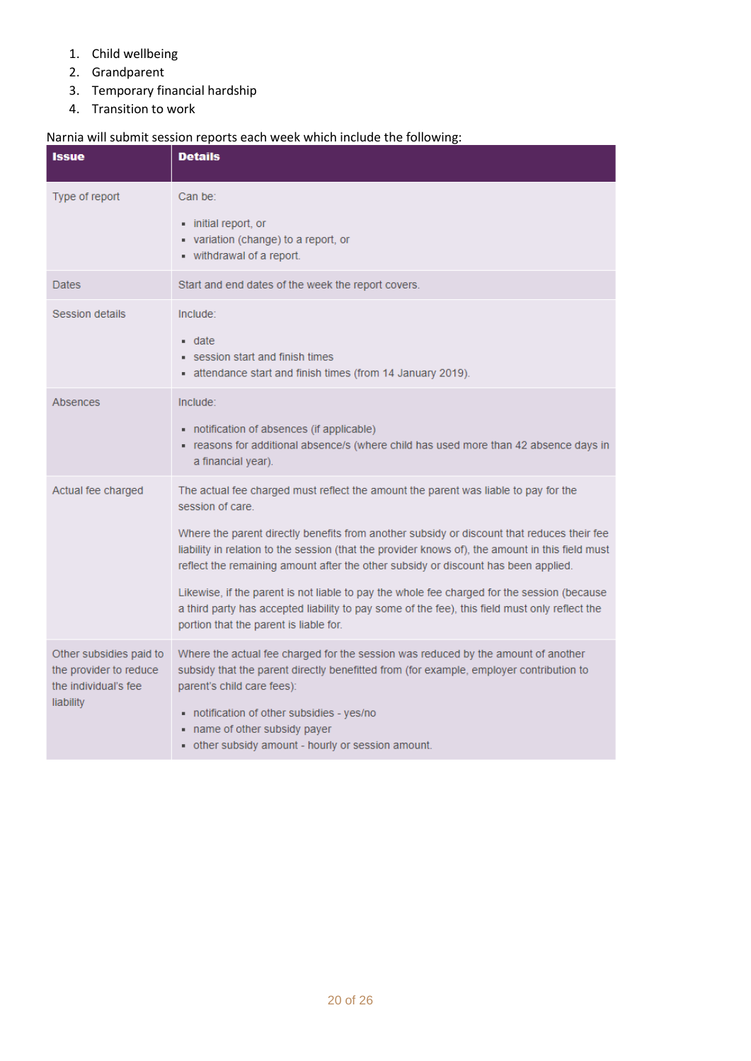1. Child wellbeing
2. Grandparent
3. Temporary financial hardship
4. Transition to work

Narnia will submit session reports each week which include the following:

| Issue | Details |
|---|---|
| Type of report | Can be:<br>▪ initial report, or<br>▪ variation (change) to a report, or<br>▪ withdrawal of a report. |
| Dates | Start and end dates of the week the report covers. |
| Session details | Include:<br>▪ date<br>▪ session start and finish times<br>▪ attendance start and finish times (from 14 January 2019). |
| Absences | Include:<br>▪ notification of absences (if applicable)<br>▪ reasons for additional absence/s (where child has used more than 42 absence days in a financial year). |
| Actual fee charged | The actual fee charged must reflect the amount the parent was liable to pay for the session of care.<br><br>Where the parent directly benefits from another subsidy or discount that reduces their fee liability in relation to the session (that the provider knows of), the amount in this field must reflect the remaining amount after the other subsidy or discount has been applied.<br><br>Likewise, if the parent is not liable to pay the whole fee charged for the session (because a third party has accepted liability to pay some of the fee), this field must only reflect the portion that the parent is liable for. |
| Other subsidies paid to the provider to reduce the individual's fee liability | Where the actual fee charged for the session was reduced by the amount of another subsidy that the parent directly benefitted from (for example, employer contribution to parent's child care fees):<br>▪ notification of other subsidies - yes/no<br>▪ name of other subsidy payer<br>▪ other subsidy amount - hourly or session amount. |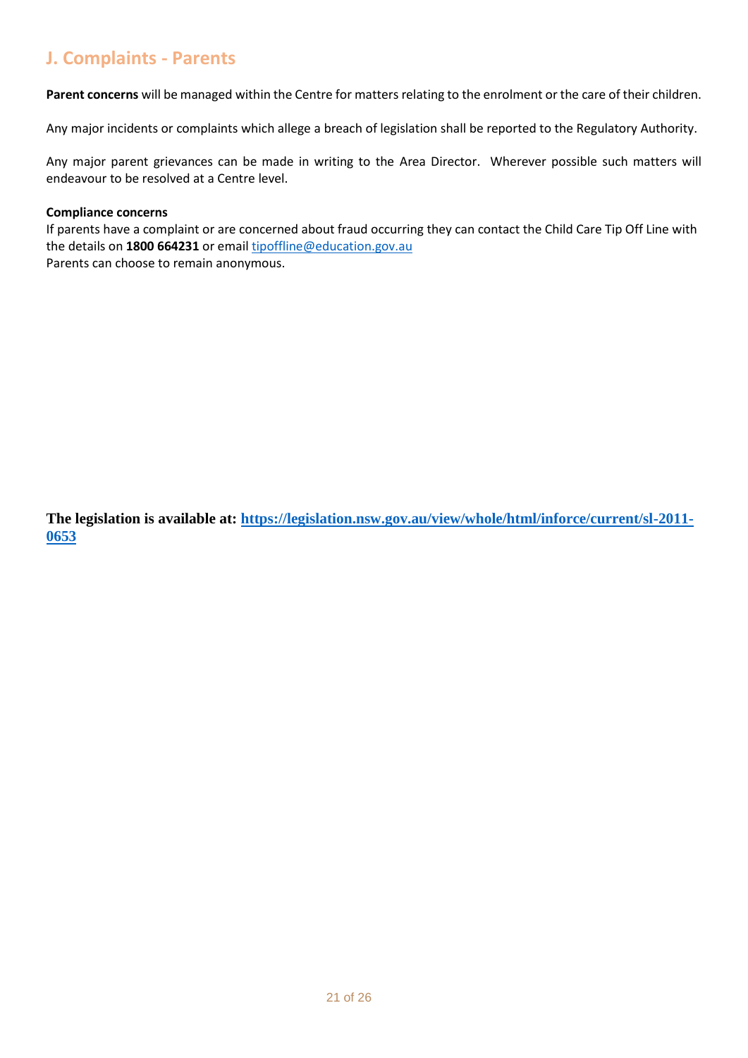## J. Complaints - Parents

**Parent concerns** will be managed within the Centre for matters relating to the enrolment or the care of their children.

Any major incidents or complaints which allege a breach of legislation shall be reported to the Regulatory Authority.

Any major parent grievances can be made in writing to the Area Director. Wherever possible such matters will endeavour to be resolved at a Centre level.

**Compliance concerns**
If parents have a complaint or are concerned about fraud occurring they can contact the Child Care Tip Off Line with the details on **1800 664231** or email [tipoffline@education.gov.au](mailto:tipoffline@education.gov.au)
Parents can choose to remain anonymous.

**The legislation is available at: [https://legislation.nsw.gov.au/view/whole/html/inforce/current/sl-2011-0653](https://legislation.nsw.gov.au/view/whole/html/inforce/current/sl-2011-0653)**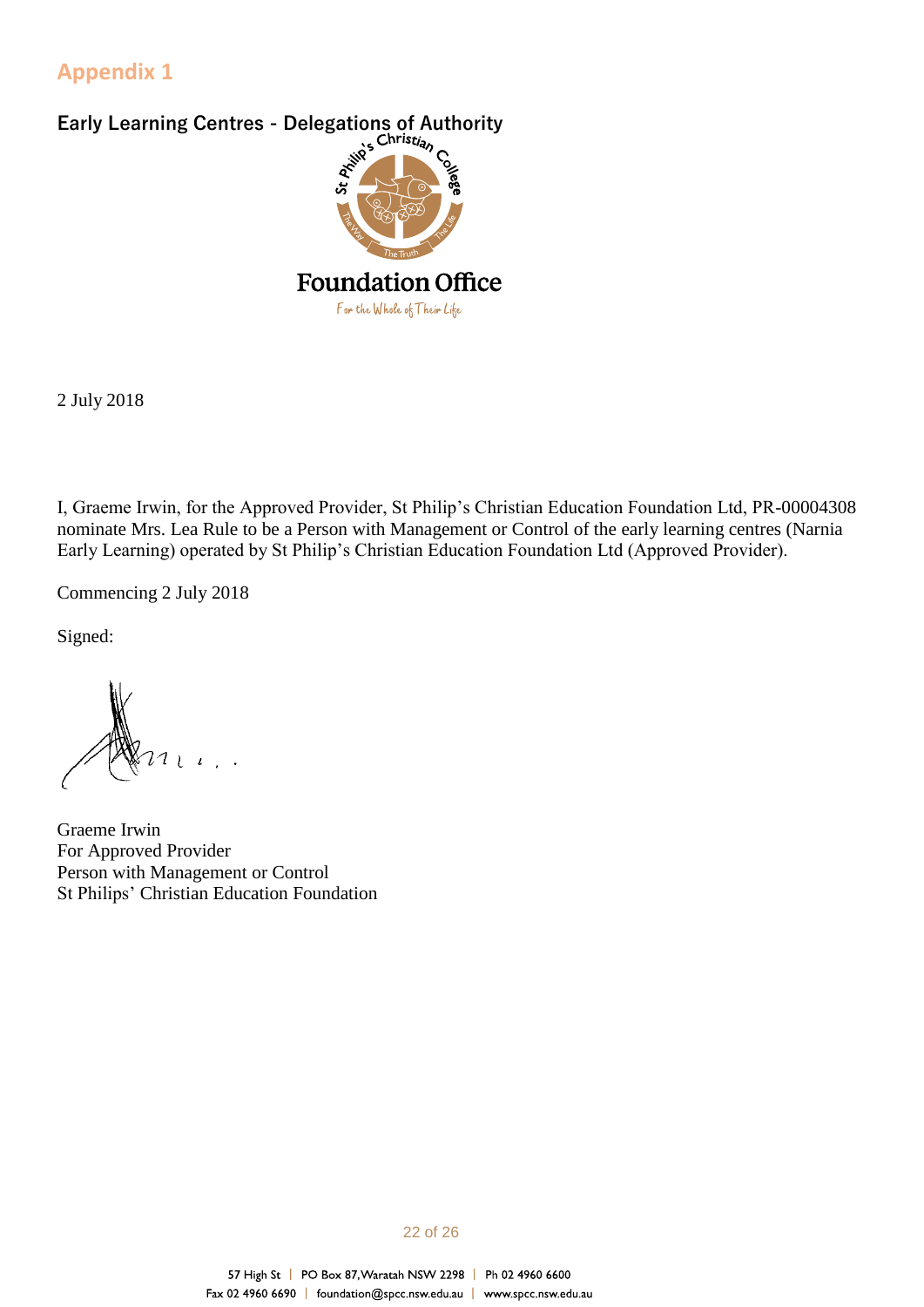## Appendix 1

### Early Learning Centres - Delegations of Authority

St Philip's Christian College

The Way · The Truth · The Life

**Foundation Office**

For the Whole of Their Life

2 July 2018

I, Graeme Irwin, for the Approved Provider, St Philip's Christian Education Foundation Ltd, PR-00004308 nominate Mrs. Lea Rule to be a Person with Management or Control of the early learning centres (Narnia Early Learning) operated by St Philip's Christian Education Foundation Ltd (Approved Provider).

Commencing 2 July 2018

Signed:

Graeme Irwin
For Approved Provider
Person with Management or Control
St Philips' Christian Education Foundation

57 High St | PO Box 87, Waratah NSW 2298 | Ph 02 4960 6600
Fax 02 4960 6690 | foundation@spcc.nsw.edu.au | www.spcc.nsw.edu.au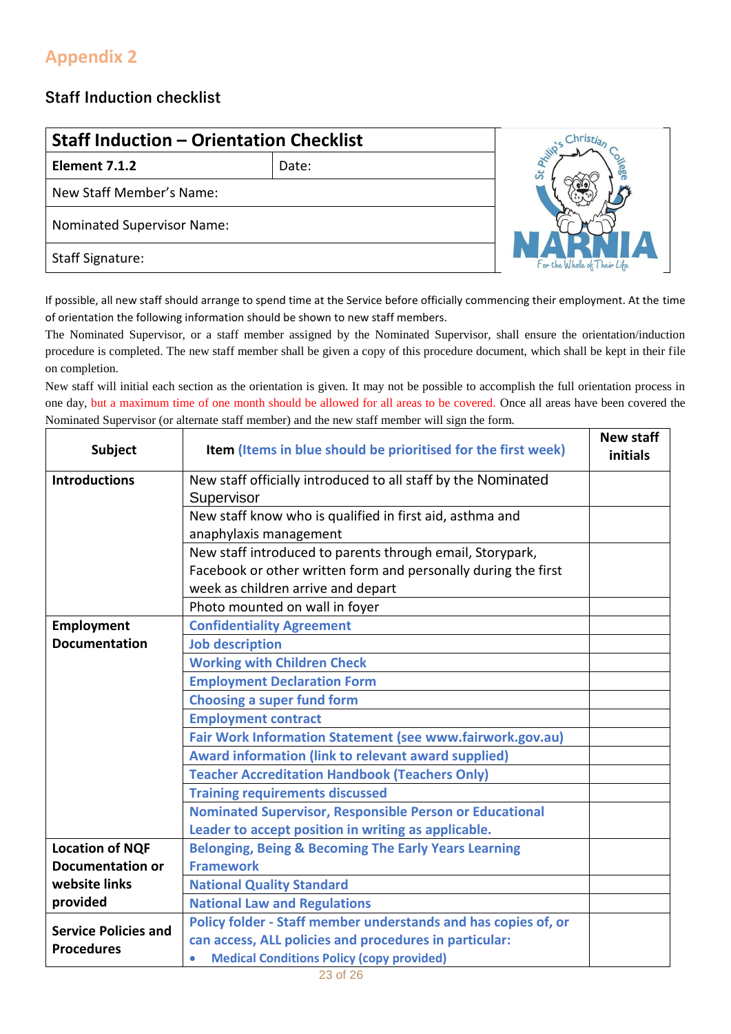## Appendix 2

### Staff Induction checklist

| Staff Induction – Orientation Checklist | |
|---|---|
| **Element 7.1.2** | Date: |
| New Staff Member's Name: | |
| Nominated Supervisor Name: | |
| Staff Signature: | |

If possible, all new staff should arrange to spend time at the Service before officially commencing their employment. At the time of orientation the following information should be shown to new staff members.

The Nominated Supervisor, or a staff member assigned by the Nominated Supervisor, shall ensure the orientation/induction procedure is completed. The new staff member shall be given a copy of this procedure document, which shall be kept in their file on completion.

New staff will initial each section as the orientation is given. It may not be possible to accomplish the full orientation process in one day, but a maximum time of one month should be allowed for all areas to be covered. Once all areas have been covered the Nominated Supervisor (or alternate staff member) and the new staff member will sign the form.

| Subject | Item (Items in blue should be prioritised for the first week) | New staff initials |
|---|---|---|
| **Introductions** | New staff officially introduced to all staff by the Nominated Supervisor | |
| | New staff know who is qualified in first aid, asthma and anaphylaxis management | |
| | New staff introduced to parents through email, Storypark, Facebook or other written form and personally during the first week as children arrive and depart | |
| | Photo mounted on wall in foyer | |
| **Employment Documentation** | **Confidentiality Agreement** | |
| | **Job description** | |
| | **Working with Children Check** | |
| | **Employment Declaration Form** | |
| | **Choosing a super fund form** | |
| | **Employment contract** | |
| | **Fair Work Information Statement (see www.fairwork.gov.au)** | |
| | **Award information (link to relevant award supplied)** | |
| | **Teacher Accreditation Handbook (Teachers Only)** | |
| | **Training requirements discussed** | |
| | **Nominated Supervisor, Responsible Person or Educational Leader to accept position in writing as applicable.** | |
| **Location of NQF Documentation or website links provided** | **Belonging, Being & Becoming The Early Years Learning Framework** | |
| | **National Quality Standard** | |
| | **National Law and Regulations** | |
| **Service Policies and Procedures** | **Policy folder - Staff member understands and has copies of, or can access, ALL policies and procedures in particular:**<br>• **Medical Conditions Policy (copy provided)** | |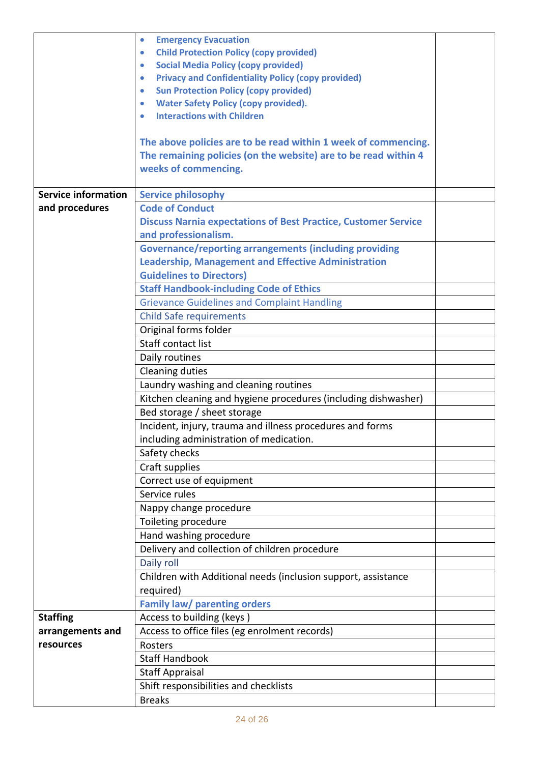| | | |
|---|---|---|
| | • **Emergency Evacuation**<br>• **Child Protection Policy (copy provided)**<br>• **Social Media Policy (copy provided)**<br>• **Privacy and Confidentiality Policy (copy provided)**<br>• **Sun Protection Policy (copy provided)**<br>• **Water Safety Policy (copy provided).**<br>• **Interactions with Children**<br><br>**The above policies are to be read within 1 week of commencing. The remaining policies (on the website) are to be read within 4 weeks of commencing.** | |
| **Service information and procedures** | **Service philosophy** | |
| | **Code of Conduct**<br>**Discuss Narnia expectations of Best Practice, Customer Service and professionalism.** | |
| | **Governance/reporting arrangements (including providing Leadership, Management and Effective Administration Guidelines to Directors)** | |
| | **Staff Handbook-including Code of Ethics** | |
| | Grievance Guidelines and Complaint Handling | |
| | Child Safe requirements | |
| | Original forms folder | |
| | Staff contact list | |
| | Daily routines | |
| | Cleaning duties | |
| | Laundry washing and cleaning routines | |
| | Kitchen cleaning and hygiene procedures (including dishwasher) | |
| | Bed storage / sheet storage | |
| | Incident, injury, trauma and illness procedures and forms including administration of medication. | |
| | Safety checks | |
| | Craft supplies | |
| | Correct use of equipment | |
| | Service rules | |
| | Nappy change procedure | |
| | Toileting procedure | |
| | Hand washing procedure | |
| | Delivery and collection of children procedure | |
| | Daily roll | |
| | Children with Additional needs (inclusion support, assistance required) | |
| | **Family law/ parenting orders** | |
| **Staffing arrangements and resources** | Access to building (keys ) | |
| | Access to office files (eg enrolment records) | |
| | Rosters | |
| | Staff Handbook | |
| | Staff Appraisal | |
| | Shift responsibilities and checklists | |
| | Breaks | |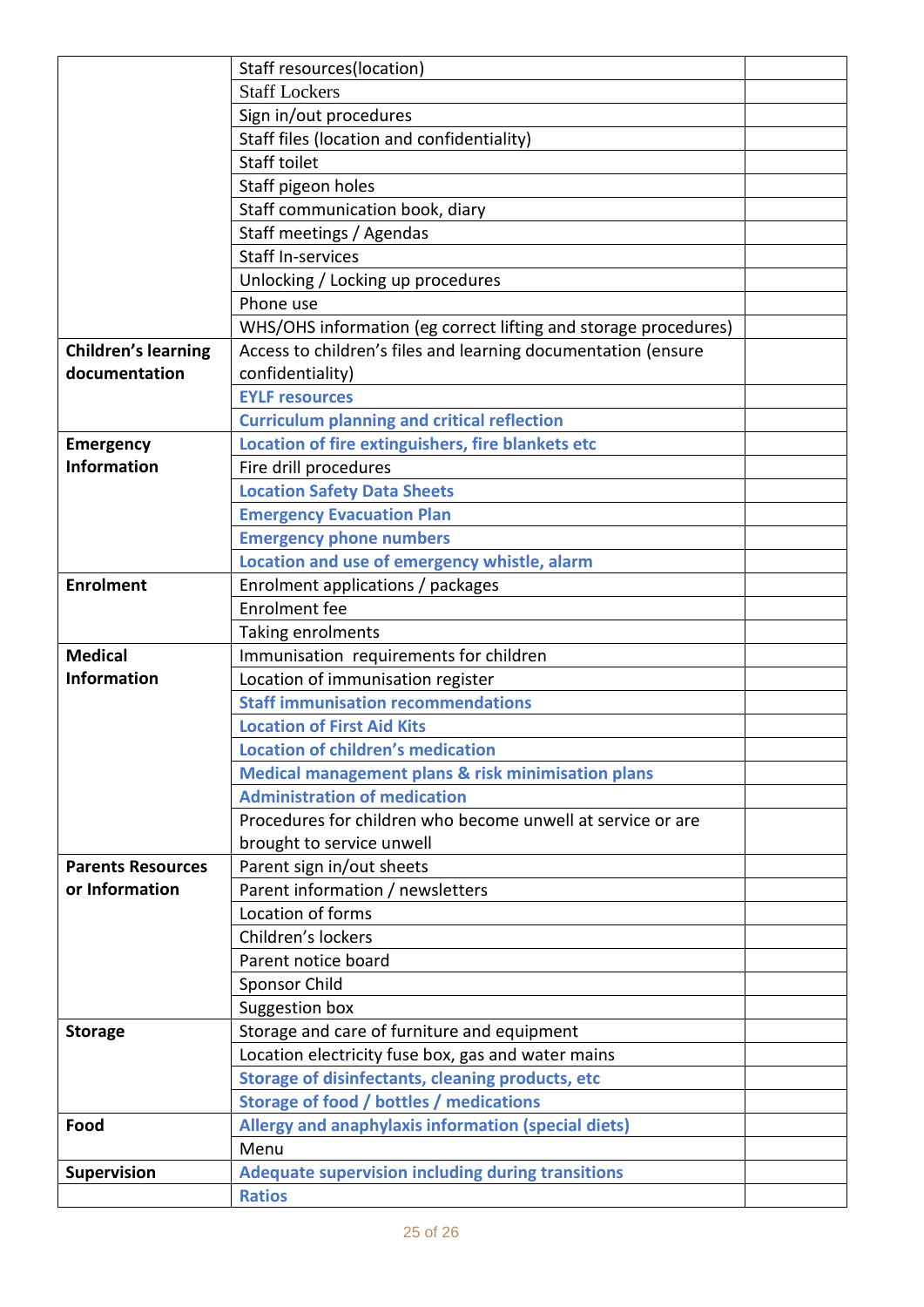| | | |
|---|---|---|
| | Staff resources(location) | |
| | Staff Lockers | |
| | Sign in/out procedures | |
| | Staff files (location and confidentiality) | |
| | Staff toilet | |
| | Staff pigeon holes | |
| | Staff communication book, diary | |
| | Staff meetings / Agendas | |
| | Staff In-services | |
| | Unlocking / Locking up procedures | |
| | Phone use | |
| | WHS/OHS information (eg correct lifting and storage procedures) | |
| **Children's learning documentation** | Access to children's files and learning documentation (ensure confidentiality) | |
| | **EYLF resources** | |
| | **Curriculum planning and critical reflection** | |
| **Emergency Information** | **Location of fire extinguishers, fire blankets etc** | |
| | Fire drill procedures | |
| | **Location Safety Data Sheets** | |
| | **Emergency Evacuation Plan** | |
| | **Emergency phone numbers** | |
| | **Location and use of emergency whistle, alarm** | |
| **Enrolment** | Enrolment applications / packages | |
| | Enrolment fee | |
| | Taking enrolments | |
| **Medical Information** | Immunisation requirements for children | |
| | Location of immunisation register | |
| | **Staff immunisation recommendations** | |
| | **Location of First Aid Kits** | |
| | **Location of children's medication** | |
| | **Medical management plans & risk minimisation plans** | |
| | **Administration of medication** | |
| | Procedures for children who become unwell at service or are brought to service unwell | |
| **Parents Resources or Information** | Parent sign in/out sheets | |
| | Parent information / newsletters | |
| | Location of forms | |
| | Children's lockers | |
| | Parent notice board | |
| | Sponsor Child | |
| | Suggestion box | |
| **Storage** | Storage and care of furniture and equipment | |
| | Location electricity fuse box, gas and water mains | |
| | **Storage of disinfectants, cleaning products, etc** | |
| | **Storage of food / bottles / medications** | |
| **Food** | **Allergy and anaphylaxis information (special diets)** | |
| | Menu | |
| **Supervision** | **Adequate supervision including during transitions** | |
| | **Ratios** | |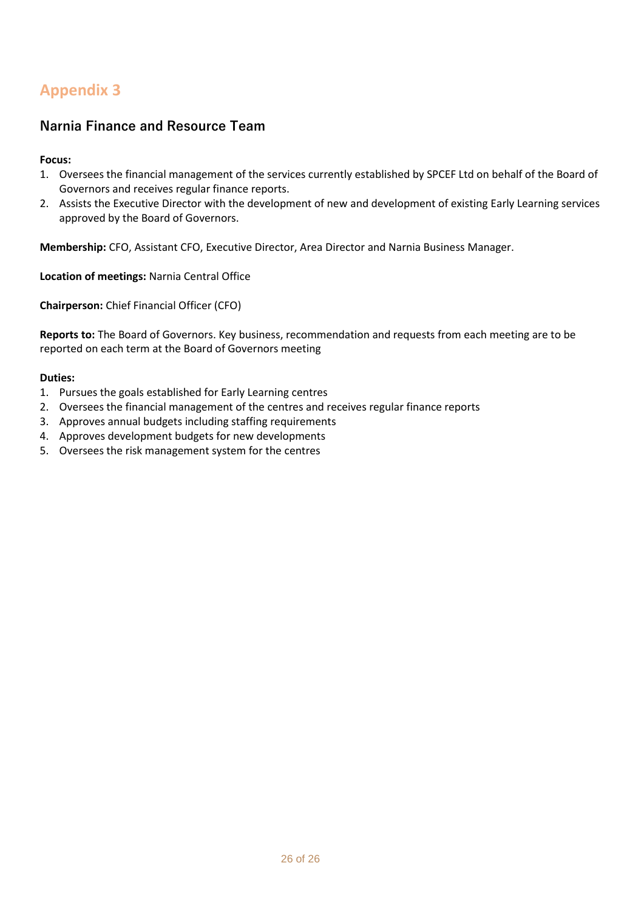# Appendix 3

## Narnia Finance and Resource Team

**Focus:**

1. Oversees the financial management of the services currently established by SPCEF Ltd on behalf of the Board of Governors and receives regular finance reports.
2. Assists the Executive Director with the development of new and development of existing Early Learning services approved by the Board of Governors.

**Membership:** CFO, Assistant CFO, Executive Director, Area Director and Narnia Business Manager.

**Location of meetings:** Narnia Central Office

**Chairperson:** Chief Financial Officer (CFO)

**Reports to:** The Board of Governors. Key business, recommendation and requests from each meeting are to be reported on each term at the Board of Governors meeting

**Duties:**

1. Pursues the goals established for Early Learning centres
2. Oversees the financial management of the centres and receives regular finance reports
3. Approves annual budgets including staffing requirements
4. Approves development budgets for new developments
5. Oversees the risk management system for the centres